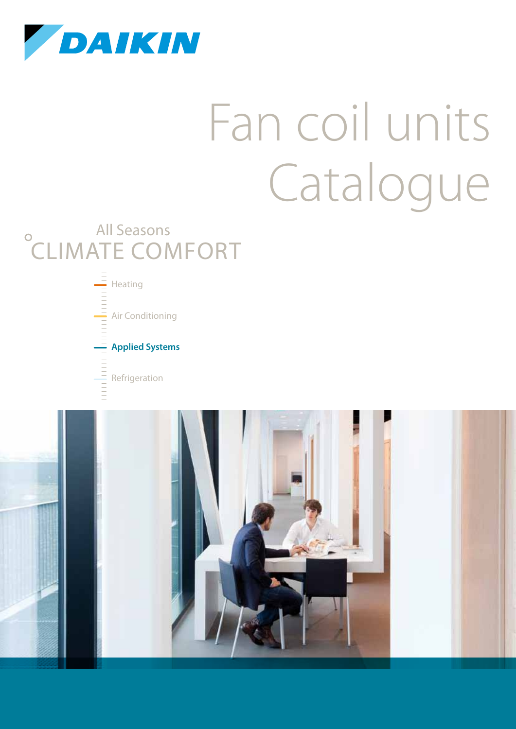DAIKIN

# Fan coil units Catalogue

All Seasons
°CLIMATE COMFORT

- Heating
- Air Conditioning
- **Applied Systems**
- Refrigeration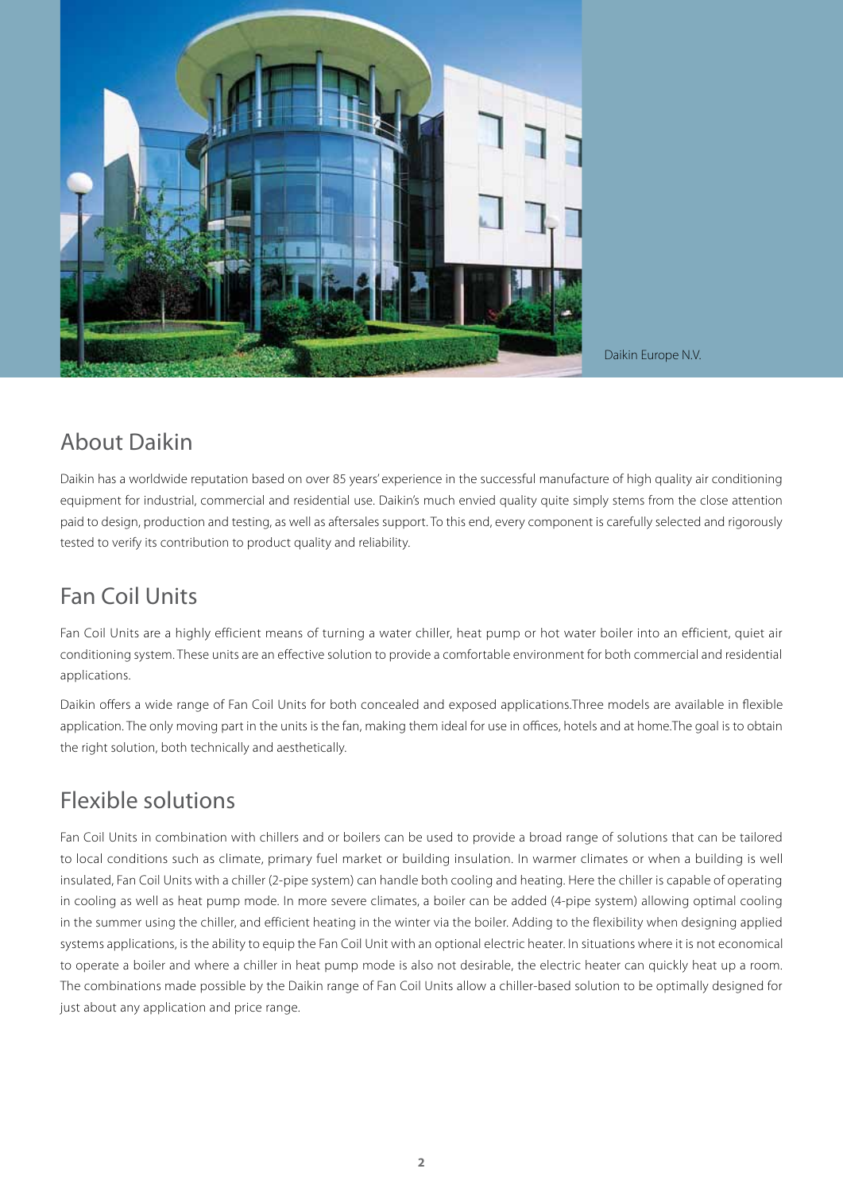Daikin Europe N.V.

## About Daikin

Daikin has a worldwide reputation based on over 85 years' experience in the successful manufacture of high quality air conditioning equipment for industrial, commercial and residential use. Daikin's much envied quality quite simply stems from the close attention paid to design, production and testing, as well as aftersales support. To this end, every component is carefully selected and rigorously tested to verify its contribution to product quality and reliability.

## Fan Coil Units

Fan Coil Units are a highly efficient means of turning a water chiller, heat pump or hot water boiler into an efficient, quiet air conditioning system. These units are an effective solution to provide a comfortable environment for both commercial and residential applications.

Daikin offers a wide range of Fan Coil Units for both concealed and exposed applications.Three models are available in flexible application. The only moving part in the units is the fan, making them ideal for use in offices, hotels and at home.The goal is to obtain the right solution, both technically and aesthetically.

## Flexible solutions

Fan Coil Units in combination with chillers and or boilers can be used to provide a broad range of solutions that can be tailored to local conditions such as climate, primary fuel market or building insulation. In warmer climates or when a building is well insulated, Fan Coil Units with a chiller (2-pipe system) can handle both cooling and heating. Here the chiller is capable of operating in cooling as well as heat pump mode. In more severe climates, a boiler can be added (4-pipe system) allowing optimal cooling in the summer using the chiller, and efficient heating in the winter via the boiler. Adding to the flexibility when designing applied systems applications, is the ability to equip the Fan Coil Unit with an optional electric heater. In situations where it is not economical to operate a boiler and where a chiller in heat pump mode is also not desirable, the electric heater can quickly heat up a room. The combinations made possible by the Daikin range of Fan Coil Units allow a chiller-based solution to be optimally designed for just about any application and price range.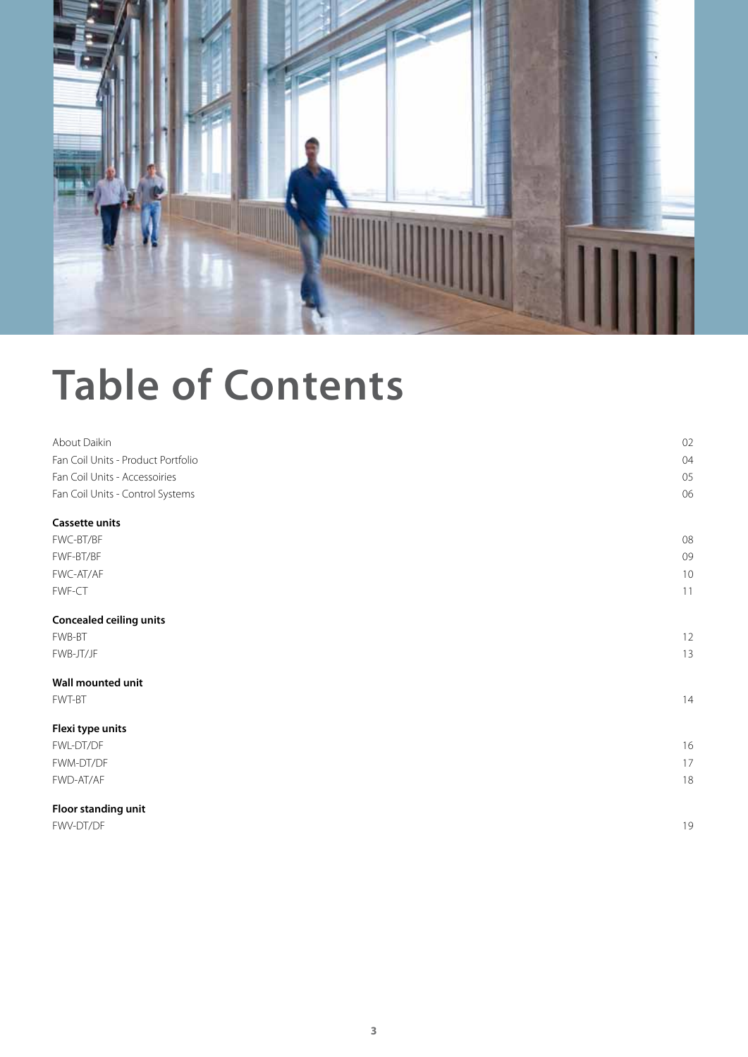# Table of Contents

| | |
|---|---|
| About Daikin | 02 |
| Fan Coil Units - Product Portfolio | 04 |
| Fan Coil Units - Accessoiries | 05 |
| Fan Coil Units - Control Systems | 06 |
| **Cassette units** | |
| FWC-BT/BF | 08 |
| FWF-BT/BF | 09 |
| FWC-AT/AF | 10 |
| FWF-CT | 11 |
| **Concealed ceiling units** | |
| FWB-BT | 12 |
| FWB-JT/JF | 13 |
| **Wall mounted unit** | |
| FWT-BT | 14 |
| **Flexi type units** | |
| FWL-DT/DF | 16 |
| FWM-DT/DF | 17 |
| FWD-AT/AF | 18 |
| **Floor standing unit** | |
| FWV-DT/DF | 19 |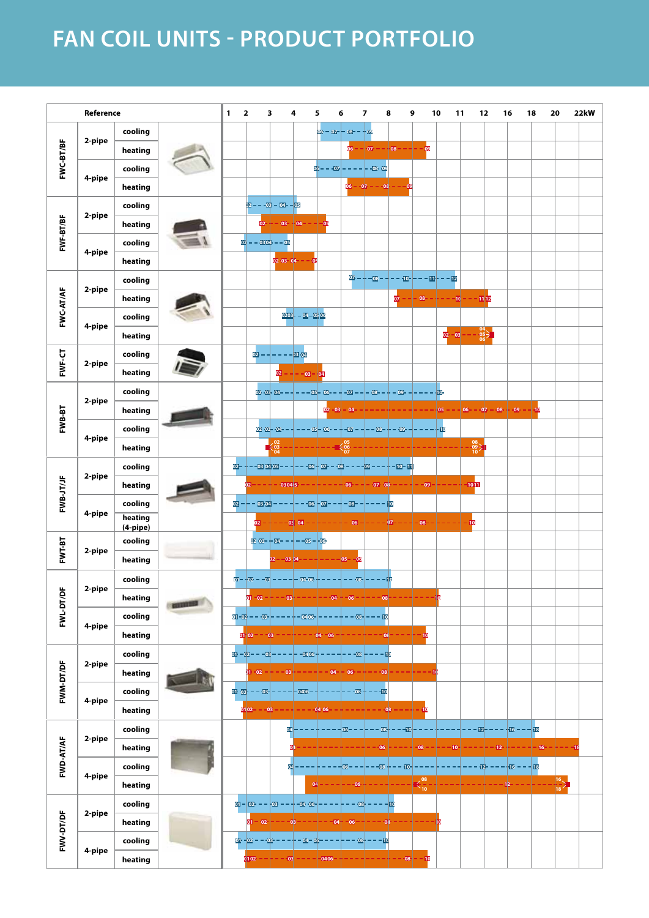# FAN COIL UNITS - PRODUCT PORTFOLIO

| Reference | | | Capacity range (kW) / sizes |
|---|---|---|---|
| FWC-BT/BF | 2-pipe | cooling | 06 – 07 – 08 – 09 |
| | | heating | 06 – 07 – 08 – 09 |
| | 4-pipe | cooling | 06 – 07 – 08 – 09 |
| | | heating | 06 – 07 – 08 – 09 |
| FWF-BT/BF | 2-pipe | cooling | 02 – 03 – 04 – 05 |
| | | heating | 02 – 03 – 04 – 05 |
| | 4-pipe | cooling | 02 – 03 – 04 – 05 |
| | | heating | 02 – 03 – 04 – 05 |
| FWC-AT/AF | 2-pipe | cooling | 07 – 08 – 10 – 11 – 12 |
| | | heating | 07 – 08 – 10 – 11 – 12 |
| | 4-pipe | cooling | 02 – 03 – 04 – 05 – 06 |
| | | heating | 02 – 03 – 04 – 05 – 06 |
| FWF-CT | 2-pipe | cooling | 02 – 03 – 04 |
| | | heating | 02 – 03 – 04 |
| FWB-BT | 2-pipe | cooling | 02 – 03 – 04 – 05 – 06 – 07 – 08 – 09 – 10 |
| | | heating | 02 – 03 – 04 – 05 – 06 – 07 – 08 – 09 – 10 |
| | 4-pipe | cooling | 02 – 03 – 04 – 05 – 06 – 07 – 08 – 09 – 10 |
| | | heating | 02 – 03 – 04 – 05 – 06 – 07 – 08 – 09 – 10 |
| FWB-JT/JF | 2-pipe | cooling | 02 – 03 – 04 – 05 – 06 – 07 – 08 – 09 – 10 – 11 |
| | | heating | 02 – 03 – 04 – 05 – 06 – 07 – 08 – 09 – 10 – 11 |
| | 4-pipe | cooling | 02 – 03 – 04 – 06 – 07 – 08 – 10 |
| | | heating (4-pipe) | 02 – 03 – 04 – 06 – 07 – 08 – 10 |
| FWT-BT | 2-pipe | cooling | 02 – 03 – 04 – 05 – 06 |
| | | heating | 02 – 03 – 04 – 05 – 06 |
| FWL-DT/DF | 2-pipe | cooling | 01 – 02 – 03 – 04 – 06 – 08 – 10 |
| | | heating | 01 – 02 – 03 – 04 – 06 – 08 – 10 |
| | 4-pipe | cooling | 01 – 02 – 03 – 04 – 06 – 08 – 10 |
| | | heating | 01 – 02 – 03 – 04 – 06 – 08 – 10 |
| FWM-DT/DF | 2-pipe | cooling | 01 – 02 – 03 – 04 – 06 – 08 – 10 |
| | | heating | 01 – 02 – 03 – 04 – 06 – 08 – 10 |
| | 4-pipe | cooling | 01 – 02 – 03 – 04 – 06 – 08 – 10 |
| | | heating | 01 – 02 – 03 – 04 – 06 – 08 – 10 |
| FWD-AT/AF | 2-pipe | cooling | 04 – 06 – 08 – 10 – 12 – 16 – 18 |
| | | heating | 04 – 06 – 08 – 10 – 12 – 16 – 18 |
| | 4-pipe | cooling | 04 – 06 – 08 – 10 – 12 – 16 – 18 |
| | | heating | 04 – 06 – 08 – 10 – 12 – 16 – 18 |
| FWV-DT/DF | 2-pipe | cooling | 01 – 02 – 03 – 04 – 06 – 08 – 10 |
| | | heating | 01 – 02 – 03 – 04 – 06 – 08 – 10 |
| | 4-pipe | cooling | 01 – 02 – 03 – 04 – 06 – 08 – 10 |
| | | heating | 01 – 02 – 03 – 04 – 06 – 08 – 10 |

Capacity scale: 1 – 2 – 3 – 4 – 5 – 6 – 7 – 8 – 9 – 10 – 11 – 12 – 16 – 18 – 20 – 22kW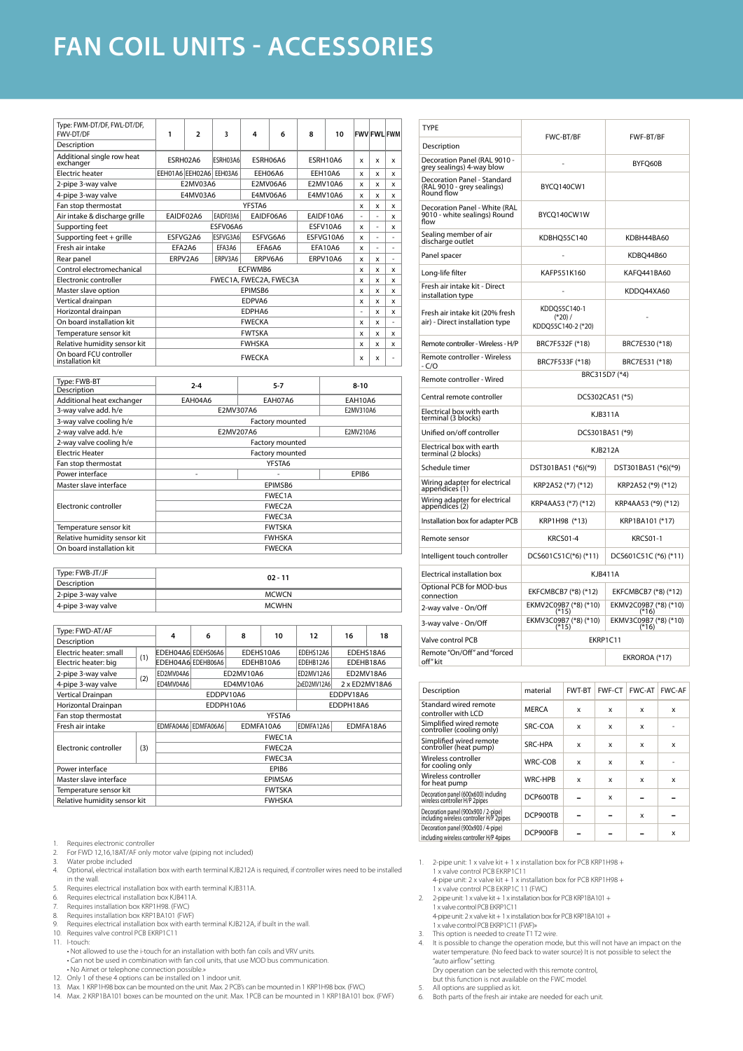# FAN COIL UNITS - ACCESSORIES

| Type: FWM-DT/DF, FWL-DT/DF, FWV-DT/DF<br>Description | 1 | 2 | 3 | 4 | 6 | 8 | 10 | FWV | FWL | FWM |
|---|---|---|---|---|---|---|---|---|---|---|
| Additional single row heat exchanger | ESRH02A6 | | ESRH03A6 | ESRH06A6 | | ESRH10A6 | | x | x | x |
| Electric heater | EEH01A6 | EEH02A6 | EEH03A6 | EEH06A6 | | EEH10A6 | | x | x | x |
| 2-pipe 3-way valve | E2MV03A6 | | | E2MV06A6 | | E2MV10A6 | | x | x | x |
| 4-pipe 3-way valve | E4MV03A6 | | | E4MV06A6 | | E4MV10A6 | | x | x | x |
| Fan stop thermostat | YFSTA6 | | | | | | | x | x | x |
| Air intake & discharge grille | EAIDF02A6 | | EAIDF03A6 | EAIDF06A6 | | EAIDF10A6 | | - | - | x |
| Supporting feet | ESFV06A6 | | | | | ESFV10A6 | | x | - | x |
| Supporting feet + grille | ESFVG2A6 | | ESFVG3A6 | ESFVG6A6 | | ESFVG10A6 | | x | - | - |
| Fresh air intake | EFA2A6 | | EFA3A6 | EFA6A6 | | EFA10A6 | | x | - | - |
| Rear panel | ERPV2A6 | | ERPV3A6 | ERPV6A6 | | ERPV10A6 | | x | x | - |
| Control electromechanical | ECFWMB6 | | | | | | | x | x | x |
| Electronic controller | FWEC1A, FWEC2A, FWEC3A | | | | | | | x | x | x |
| Master slave option | EPIMSB6 | | | | | | | x | x | x |
| Vertical drainpan | EDPVA6 | | | | | | | x | x | x |
| Horizontal drainpan | EDPHA6 | | | | | | | - | x | x |
| On board installation kit | FWECKA | | | | | | | x | x | - |
| Temperature sensor kit | FWTSKA | | | | | | | x | x | x |
| Relative humidity sensor kit | FWHSKA | | | | | | | x | x | x |
| On board FCU controller installation kit | FWECKA | | | | | | | x | x | - |

| Type: FWB-BT<br>Description | 2-4 | 5-7 | 8-10 |
|---|---|---|---|
| Additional heat exchanger | EAH04A6 | EAH07A6 | EAH10A6 |
| 3-way valve add. h/e | E2MV307A6 | | E2MV310A6 |
| 3-way valve cooling h/e | Factory mounted | | |
| 2-way valve add. h/e | E2MV207A6 | | E2MV210A6 |
| 2-way valve cooling h/e | Factory mounted | | |
| Electric Heater | Factory mounted | | |
| Fan stop thermostat | YFSTA6 | | |
| Power interface | - | - | EPIB6 |
| Master slave interface | EPIMSB6 | | |
| Electronic controller | FWEC1A<br>FWEC2A<br>FWEC3A | | |
| Temperature sensor kit | FWTSKA | | |
| Relative humidity sensor kit | FWHSKA | | |
| On board installation kit | FWECKA | | |

| Type: FWB-JT/JF<br>Description | 02 - 11 |
|---|---|
| 2-pipe 3-way valve | MCWCN |
| 4-pipe 3-way valve | MCWHN |

| Type: FWD-AT/AF<br>Description | | 4 | 6 | 8 | 10 | 12 | 16 | 18 |
|---|---|---|---|---|---|---|---|---|
| Electric heater: small | (1) | EDEH04A6 | EDEHS06A6 | EDEHS10A6 | | EDEHS12A6 | EDEHS18A6 | |
| Electric heater: big | (1) | EDEH04A6 | EDEHB06A6 | EDEHB10A6 | | EDEHB12A6 | EDEHB18A6 | |
| 2-pipe 3-way valve | (2) | ED2MV04A6 | ED2MV10A6 | | | ED2MV12A6 | ED2MV18A6 | |
| 4-pipe 3-way valve | (2) | ED4MV04A6 | ED4MV10A6 | | | 2xED2MV12A6 | 2 x ED2MV18A6 | |
| Vertical Drainpan | | EDDPV10A6 | | | | EDDPV18A6 | | |
| Horizontal Drainpan | | EDDPH10A6 | | | | EDDPH18A6 | | |
| Fan stop thermostat | | YFSTA6 | | | | | | |
| Fresh air intake | | EDMFA04A6 | EDMFA06A6 | EDMFA10A6 | | EDMFA12A6 | EDMFA18A6 | |
| Electronic controller | (3) | FWEC1A<br>FWEC2A<br>FWEC3A | | | | | | |
| Power interface | | EPIB6 | | | | | | |
| Master slave interface | | EPIMSA6 | | | | | | |
| Temperature sensor kit | | FWTSKA | | | | | | |
| Relative humidity sensor kit | | FWHSKA | | | | | | |

1. Requires electronic controller
2. For FWD 12,16,18AT/AF only motor valve (piping not included)
3. Water probe included
4. Optional, electrical installation box with earth terminal KJB212A is required, if controller wires need to be installed in the wall.
5. Requires electrical installation box with earth terminal KJB311A.
6. Requires electrical installation box KJB411A.
7. Requires installation box KRP1H98. (FWC)
8. Requires installation box KRP1BA101 (FWF)
9. Requires electrical installation box with earth terminal KJB212A, if built in the wall.
10. Requires valve control PCB EKRP1C11
11. I-touch:
    - Not allowed to use the i-touch for an installation with both fan coils and VRV units.
    - Can not be used in combination with fan coil units, that use MOD bus communication.
    - No Airnet or telephone connection possible »
12. Only 1 of these 4 options can be installed on 1 indoor unit.
13. Max. 1 KRP1H98 box can be mounted on the unit. Max. 2 PCB's can be mounted in 1 KRP1H98 box. (FWC)
14. Max. 2 KRP1BA101 boxes can be mounted on the unit. Max. 1PCB can be mounted in 1 KRP1BA101 box. (FWF)

| TYPE<br>Description | FWC-BT/BF | FWF-BT/BF |
|---|---|---|
| Decoration Panel (RAL 9010 - grey sealings) 4-way blow | - | BYFQ60B |
| Decoration Panel - Standard (RAL 9010 - grey sealings) Round flow | BYCQ140CW1 | |
| Decoration Panel - White (RAL 9010 - white sealings) Round flow | BYCQ140CW1W | |
| Sealing member of air discharge outlet | KDBHQ55C140 | KDBH44BA60 |
| Panel spacer | - | KDBQ44B60 |
| Long-life filter | KAFP551K160 | KAFQ441BA60 |
| Fresh air intake kit - Direct installation type | - | KDDQ44XA60 |
| Fresh air intake kit (20% fresh air) - Direct installation type | KDDQ55C140-1 (*20) / KDDQ55C140-2 (*20) | - |
| Remote controller - Wireless - H/P | BRC7F532F (*18) | BRC7E530 (*18) |
| Remote controller - Wireless - C/O | BRC7F533F (*18) | BRC7E531 (*18) |
| Remote controller - Wired | BRC315D7 (*4) | |
| Central remote controller | DCS302CA51 (*5) | |
| Electrical box with earth terminal (3 blocks) | KJB311A | |
| Unified on/off controller | DCS301BA51 (*9) | |
| Electrical box with earth terminal (2 blocks) | KJB212A | |
| Schedule timer | DST301BA51 (*6)(*9) | DST301BA51 (*6)(*9) |
| Wiring adapter for electrical appendices (1) | KRP2A52 (*7) (*12) | KRP2A52 (*9) (*12) |
| Wiring adapter for electrical appendices (2) | KRP4AA53 (*7) (*12) | KRP4AA53 (*9) (*12) |
| Installation box for adapter PCB | KRP1H98 (*13) | KRP1BA101 (*17) |
| Remote sensor | KRCS01-4 | KRCS01-1 |
| Intelligent touch controller | DCS601C51C(*6) (*11) | DCS601C51C (*6) (*11) |
| Electrical installation box | KJB411A | |
| Optional PCB for MOD-bus connection | EKFCMBCB7 (*8) (*12) | EKFCMBCB7 (*8) (*12) |
| 2-way valve - On/Off | EKMV2C09B7 (*8) (*10) (*15) | EKMV2C09B7 (*8) (*10) (*16) |
| 3-way valve - On/Off | EKMV3C09B7 (*8) (*10) (*15) | EKMV3C09B7 (*8) (*10) (*16) |
| Valve control PCB | EKRP1C11 | |
| Remote "On/Off" and "forced off" kit | | EKRORO A (*17) |

| Description | material | FWT-BT | FWF-CT | FWC-AT | FWC-AF |
|---|---|---|---|---|---|
| Standard wired remote controller with LCD | MERCA | x | x | x | x |
| Simplified wired remote controller (cooling only) | SRC-COA | x | x | x | - |
| Simplified wired remote controller (heat pump) | SRC-HPA | x | x | x | x |
| Wireless controller for cooling only | WRC-COB | x | x | x | - |
| Wireless controller for heat pump | WRC-HPB | x | x | x | x |
| Decoration panel (600x600) including wireless controller H/P 2pipes | DCP600TB | – | x | – | – |
| Decoration panel (900x900 / 2-pipe) including wireless controller H/P 2pipes | DCP900TB | – | – | x | – |
| Decoration panel (900x900 / 4-pipe) including wireless controller H/P 4pipes | DCP900FB | – | – | – | x |

1. 2-pipe unit: 1 x valve kit + 1 x installation box for PCB KRP1H98 + 1 x valve control PCB EKRP1C11
   4-pipe unit: 2 x valve kit + 1 x installation box for PCB KRP1H98 + 1 x valve control PCB EKRP1C 11 (FWC)
2. 2-pipe unit: 1 x valve kit + 1 x installation box for PCB KRP1BA101 + 1 x valve control PCB EKRP1C11
   4-pipe unit: 2 x valve kit + 1 x installation box for PCB KRP1BA101 + 1 x valve control PCB EKRP1C11 (FWF)»
3. This option is needed to create T1 T2 wire.
4. It is possible to change the operation mode, but this will not have an impact on the water temperature. (No feed back to water source) It is not possible to select the "auto airflow" setting.
   Dry operation can be selected with this remote control,
   but this function is not available on the FWC model.
5. All options are supplied as kit.
6. Both parts of the fresh air intake are needed for each unit.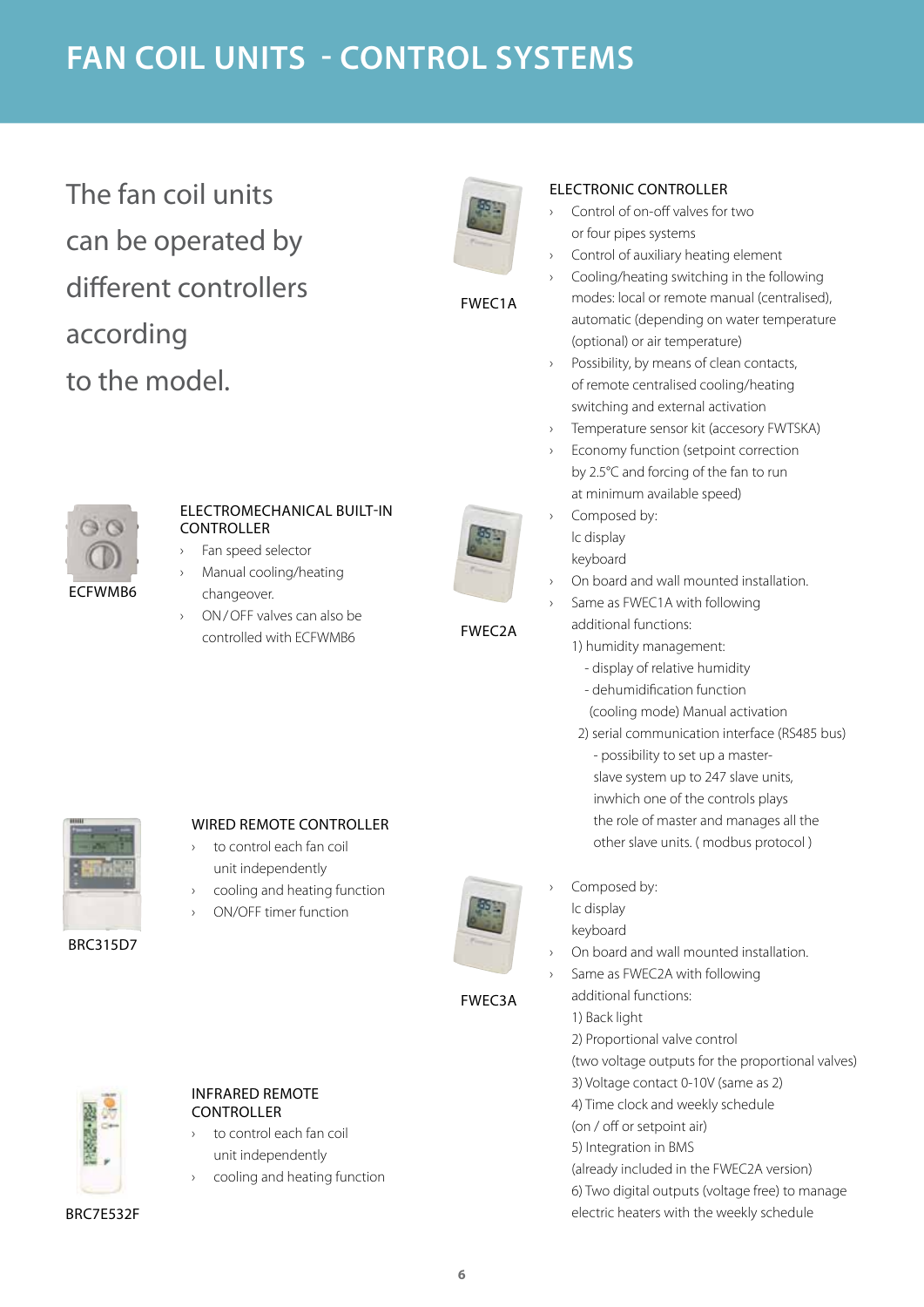# FAN COIL UNITS - CONTROL SYSTEMS

The fan coil units can be operated by different controllers according to the model.

## ECFWMB6

### ELECTROMECHANICAL BUILT-IN CONTROLLER

- Fan speed selector
- Manual cooling/heating changeover.
- ON/OFF valves can also be controlled with ECFWMB6

## BRC315D7

### WIRED REMOTE CONTROLLER

- to control each fan coil unit independently
- cooling and heating function
- ON/OFF timer function

## BRC7E532F

### INFRARED REMOTE CONTROLLER

- to control each fan coil unit independently
- cooling and heating function

## FWEC1A

### ELECTRONIC CONTROLLER

- Control of on-off valves for two or four pipes systems
- Control of auxiliary heating element
- Cooling/heating switching in the following modes: local or remote manual (centralised), automatic (depending on water temperature (optional) or air temperature)
- Possibility, by means of clean contacts, of remote centralised cooling/heating switching and external activation
- Temperature sensor kit (accesory FWTSKA)
- Economy function (setpoint correction by 2.5°C and forcing of the fan to run at minimum available speed)
- Composed by: lc display keyboard
- On board and wall mounted installation.

## FWEC2A

- Same as FWEC1A with following additional functions:
  1) humidity management:
     - display of relative humidity
     - dehumidification function (cooling mode) Manual activation
  2) serial communication interface (RS485 bus)
     - possibility to set up a master-slave system up to 247 slave units, inwhich one of the controls plays the role of master and manages all the other slave units. ( modbus protocol )

## FWEC3A

- Composed by: lc display keyboard
- On board and wall mounted installation.
- Same as FWEC2A with following additional functions:
  1) Back light
  2) Proportional valve control (two voltage outputs for the proportional valves)
  3) Voltage contact 0-10V (same as 2)
  4) Time clock and weekly schedule (on / off or setpoint air)
  5) Integration in BMS (already included in the FWEC2A version)
  6) Two digital outputs (voltage free) to manage electric heaters with the weekly schedule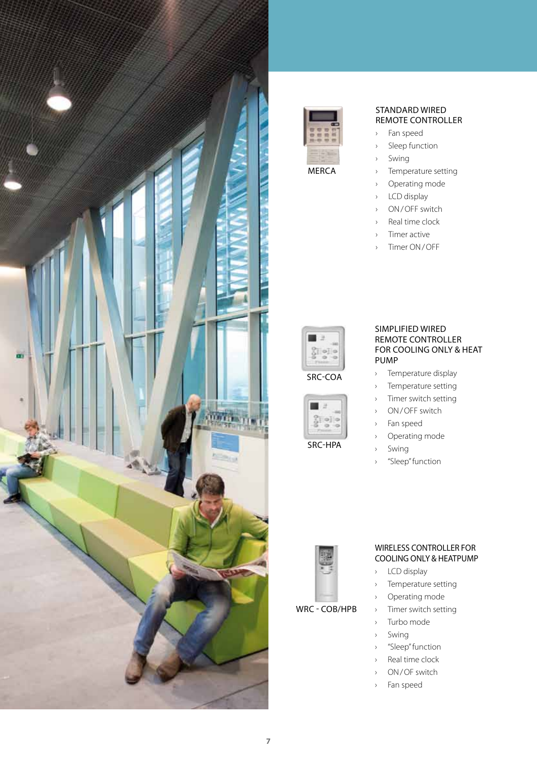MERCA

## STANDARD WIRED REMOTE CONTROLLER

- Fan speed
- Sleep function
- Swing
- Temperature setting
- Operating mode
- LCD display
- ON / OFF switch
- Real time clock
- Timer active
- Timer ON / OFF

SRC-COA

SRC-HPA

## SIMPLIFIED WIRED REMOTE CONTROLLER FOR COOLING ONLY & HEAT PUMP

- Temperature display
- Temperature setting
- Timer switch setting
- ON / OFF switch
- Fan speed
- Operating mode
- Swing
- "Sleep" function

WRC - COB/HPB

## WIRELESS CONTROLLER FOR COOLING ONLY & HEATPUMP

- LCD display
- Temperature setting
- Operating mode
- Timer switch setting
- Turbo mode
- Swing
- "Sleep" function
- Real time clock
- ON / OF switch
- Fan speed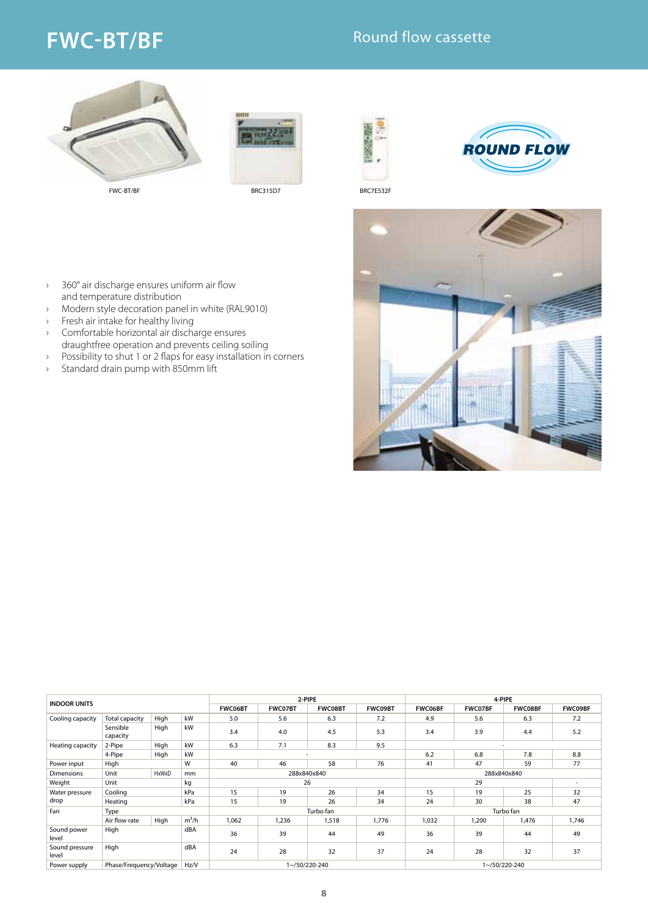# FWC-BT/BF

## Round flow cassette

FWC-BT/BF

BRC315D7

BRC7E532F

- 360° air discharge ensures uniform air flow and temperature distribution
- Modern style decoration panel in white (RAL9010)
- Fresh air intake for healthy living
- Comfortable horizontal air discharge ensures draughtfree operation and prevents ceiling soiling
- Possibility to shut 1 or 2 flaps for easy installation in corners
- Standard drain pump with 850mm lift

| INDOOR UNITS | | | | 2-PIPE | | | | 4-PIPE | | | |
|---|---|---|---|---|---|---|---|---|---|---|---|
| | | | | FWC06BT | FWC07BT | FWC08BT | FWC09BT | FWC06BF | FWC07BF | FWC08BF | FWC09BF |
| Cooling capacity | Total capacity | High | kW | 5.0 | 5.6 | 6.3 | 7.2 | 4.9 | 5.6 | 6.3 | 7.2 |
| | Sensible capacity | High | kW | 3.4 | 4.0 | 4.5 | 5.3 | 3.4 | 3.9 | 4.4 | 5.2 |
| Heating capacity | 2-Pipe | High | kW | 6.3 | 7.1 | 8.3 | 9.5 | - | | | |
| | 4-Pipe | High | kW | - | | | | 6.2 | 6.8 | 7.8 | 8.8 |
| Power input | High | | W | 40 | 46 | 58 | 76 | 41 | 47 | 59 | 77 |
| Dimensions | Unit | HxWxD | mm | 288x840x840 | | | | 288x840x840 | | | |
| Weight | Unit | | kg | 26 | | | | 29 | | | - |
| Water pressure drop | Cooling | | kPa | 15 | 19 | 26 | 34 | 15 | 19 | 25 | 32 |
| | Heating | | kPa | 15 | 19 | 26 | 34 | 24 | 30 | 38 | 47 |
| Fan | Type | | | Turbo fan | | | | Turbo fan | | | |
| | Air flow rate | High | $m^3/h$ | 1,062 | 1,236 | 1,518 | 1,776 | 1,032 | 1,200 | 1,476 | 1,746 |
| Sound power level | High | | dBA | 36 | 39 | 44 | 49 | 36 | 39 | 44 | 49 |
| Sound pressure level | High | | dBA | 24 | 28 | 32 | 37 | 24 | 28 | 32 | 37 |
| Power supply | Phase/Frequency/Voltage | | Hz/V | 1~/50/220-240 | | | | 1~/50/220-240 | | | |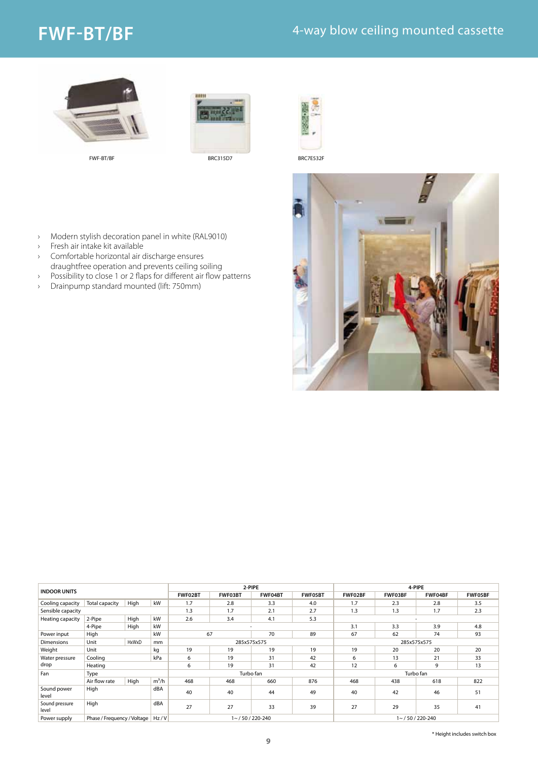# FWF-BT/BF

## 4-way blow ceiling mounted cassette

FWF-BT/BF

BRC315D7

BRC7E532F

- Modern stylish decoration panel in white (RAL9010)
- Fresh air intake kit available
- Comfortable horizontal air discharge ensures draughtfree operation and prevents ceiling soiling
- Possibility to close 1 or 2 flaps for different air flow patterns
- Drainpump standard mounted (lift: 750mm)

| INDOOR UNITS | | | | 2-PIPE | | | | 4-PIPE | | | |
|---|---|---|---|---|---|---|---|---|---|---|---|
| | | | | FWF02BT | FWF03BT | FWF04BT | FWF05BT | FWF02BF | FWF03BF | FWF04BF | FWF05BF |
| Cooling capacity | Total capacity | High | kW | 1.7 | 2.8 | 3.3 | 4.0 | 1.7 | 2.3 | 2.8 | 3.5 |
| Sensible capacity | | | | 1.3 | 1.7 | 2.1 | 2.7 | 1.3 | 1.3 | 1.7 | 2.3 |
| Heating capacity | 2-Pipe | High | kW | 2.6 | 3.4 | 4.1 | 5.3 | - | | | |
| | 4-Pipe | High | kW | - | | | | 3.1 | 3.3 | 3.9 | 4.8 |
| Power input | High | | kW | 67 | | 70 | 89 | 67 | 62 | 74 | 93 |
| Dimensions | Unit | HxWxD | mm | 285x575x575 | | | | 285x575x575 | | | |
| Weight | Unit | | kg | 19 | 19 | 19 | 19 | 19 | 20 | 20 | 20 |
| Water pressure drop | Cooling | | kPa | 6 | 19 | 31 | 42 | 6 | 13 | 21 | 33 |
| | Heating | | | 6 | 19 | 31 | 42 | 12 | 6 | 9 | 13 |
| Fan | Type | | | Turbo fan | | | | Turbo fan | | | |
| | Air flow rate | High | m³/h | 468 | 468 | 660 | 876 | 468 | 438 | 618 | 822 |
| Sound power level | High | | dBA | 40 | 40 | 44 | 49 | 40 | 42 | 46 | 51 |
| Sound pressure level | High | | dBA | 27 | 27 | 33 | 39 | 27 | 29 | 35 | 41 |
| Power supply | Phase / Frequency / Voltage | | Hz / V | 1~ / 50 / 220-240 | | | | 1~ / 50 / 220-240 | | | |

\* Height includes switch box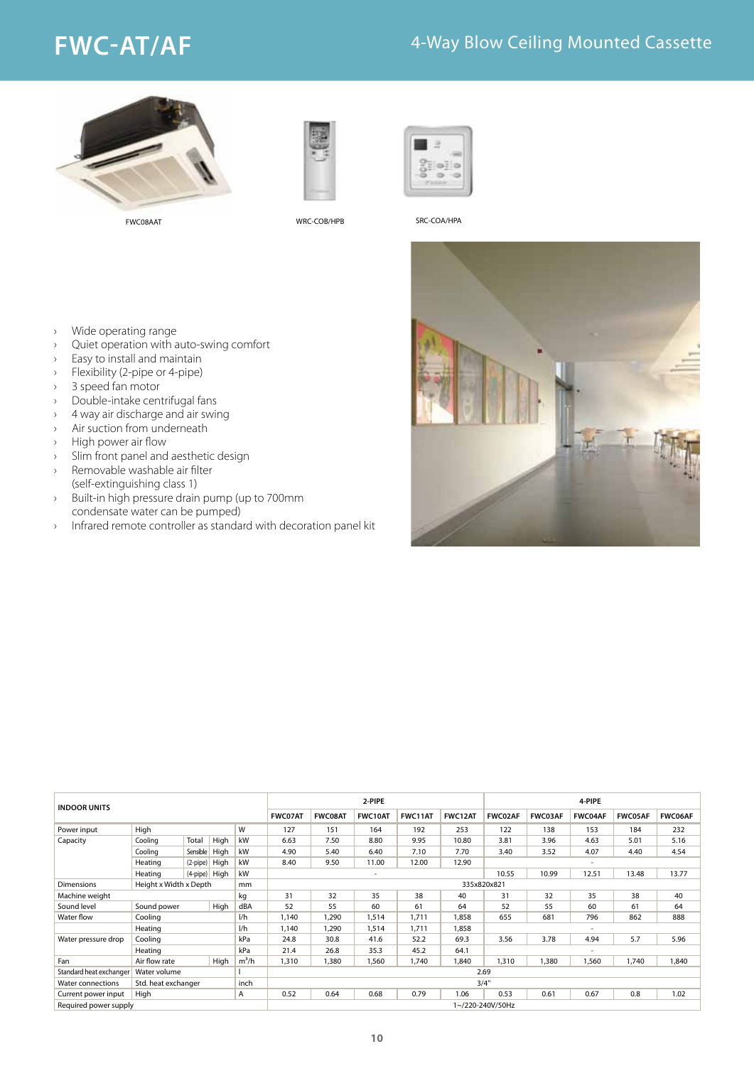# FWC-AT/AF

## 4-Way Blow Ceiling Mounted Cassette

FWC08AAT

WRC-COB/HPB

SRC-COA/HPA

- Wide operating range
- Quiet operation with auto-swing comfort
- Easy to install and maintain
- Flexibility (2-pipe or 4-pipe)
- 3 speed fan motor
- Double-intake centrifugal fans
- 4 way air discharge and air swing
- Air suction from underneath
- High power air flow
- Slim front panel and aesthetic design
- Removable washable air filter (self-extinguishing class 1)
- Built-in high pressure drain pump (up to 700mm condensate water can be pumped)
- Infrared remote controller as standard with decoration panel kit

| INDOOR UNITS | | | | | 2-PIPE | | | | | 4-PIPE | | | | |
|---|---|---|---|---|---|---|---|---|---|---|---|---|---|---|
| | | | | | FWC07AT | FWC08AT | FWC10AT | FWC11AT | FWC12AT | FWC02AF | FWC03AF | FWC04AF | FWC05AF | FWC06AF |
| Power input | High | | | W | 127 | 151 | 164 | 192 | 253 | 122 | 138 | 153 | 184 | 232 |
| Capacity | Cooling | Total | High | kW | 6.63 | 7.50 | 8.80 | 9.95 | 10.80 | 3.81 | 3.96 | 4.63 | 5.01 | 5.16 |
| | Cooling | Sensible | High | kW | 4.90 | 5.40 | 6.40 | 7.10 | 7.70 | 3.40 | 3.52 | 4.07 | 4.40 | 4.54 |
| | Heating | (2-pipe) | High | kW | 8.40 | 9.50 | 11.00 | 12.00 | 12.90 | - | | | | |
| | Heating | (4-pipe) | High | kW | - | | | | | 10.55 | 10.99 | 12.51 | 13.48 | 13.77 |
| Dimensions | Height x Width x Depth | | | mm | 335x820x821 | | | | | | | | | |
| Machine weight | | | | kg | 31 | 32 | 35 | 38 | 40 | 31 | 32 | 35 | 38 | 40 |
| Sound level | Sound power | | High | dBA | 52 | 55 | 60 | 61 | 64 | 52 | 55 | 60 | 61 | 64 |
| Water flow | Cooling | | | l/h | 1,140 | 1,290 | 1,514 | 1,711 | 1,858 | 655 | 681 | 796 | 862 | 888 |
| | Heating | | | l/h | 1,140 | 1,290 | 1,514 | 1,711 | 1,858 | - | | | | |
| Water pressure drop | Cooling | | | kPa | 24.8 | 30.8 | 41.6 | 52.2 | 69.3 | 3.56 | 3.78 | 4.94 | 5.7 | 5.96 |
| | Heating | | | kPa | 21.4 | 26.8 | 35.3 | 45.2 | 64.1 | - | | | | |
| Fan | Air flow rate | | High | m³/h | 1,310 | 1,380 | 1,560 | 1,740 | 1,840 | 1,310 | 1,380 | 1,560 | 1,740 | 1,840 |
| Standard heat exchanger | Water volume | | | l | 2.69 | | | | | | | | | |
| Water connections | Std. heat exchanger | | | inch | 3/4" | | | | | | | | | |
| Current power input | High | | | A | 0.52 | 0.64 | 0.68 | 0.79 | 1.06 | 0.53 | 0.61 | 0.67 | 0.8 | 1.02 |
| Required power supply | | | | | 1~/220-240V/50Hz | | | | | | | | | |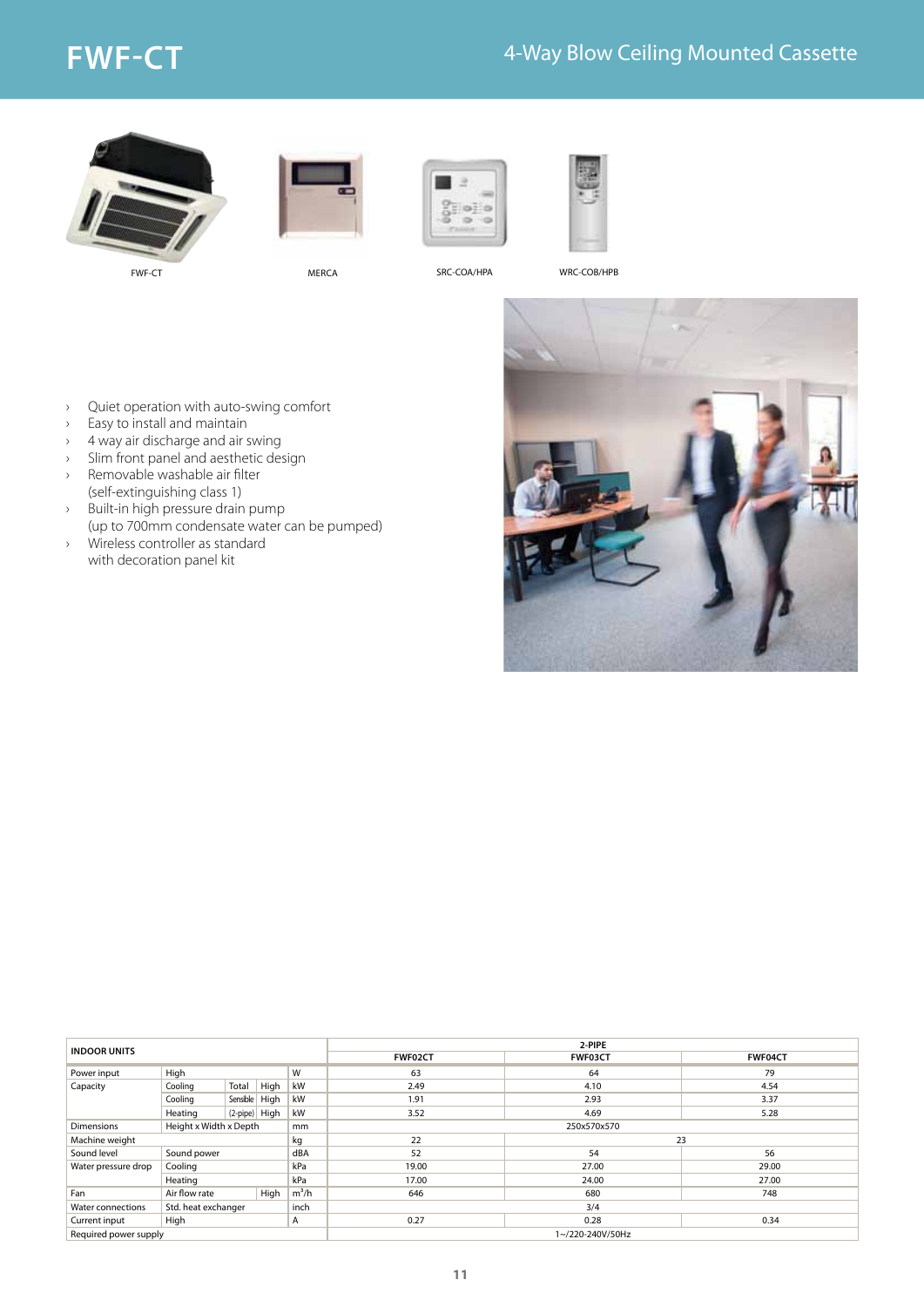# FWF-CT

## 4-Way Blow Ceiling Mounted Cassette

FWF-CT

MERCA

SRC-COA/HPA

WRC-COB/HPB

- Quiet operation with auto-swing comfort
- Easy to install and maintain
- 4 way air discharge and air swing
- Slim front panel and aesthetic design
- Removable washable air filter (self-extinguishing class 1)
- Built-in high pressure drain pump (up to 700mm condensate water can be pumped)
- Wireless controller as standard with decoration panel kit

| INDOOR UNITS | | | | | 2-PIPE | | |
|---|---|---|---|---|---|---|---|
| | | | | | FWF02CT | FWF03CT | FWF04CT |
| Power input | High | | | W | 63 | 64 | 79 |
| Capacity | Cooling | Total | High | kW | 2.49 | 4.10 | 4.54 |
| | Cooling | Sensible | High | kW | 1.91 | 2.93 | 3.37 |
| | Heating | (2-pipe) | High | kW | 3.52 | 4.69 | 5.28 |
| Dimensions | Height x Width x Depth | | | mm | 250x570x570 | | |
| Machine weight | | | | kg | 22 | 23 | |
| Sound level | Sound power | | | dBA | 52 | 54 | 56 |
| Water pressure drop | Cooling | | | kPa | 19.00 | 27.00 | 29.00 |
| | Heating | | | kPa | 17.00 | 24.00 | 27.00 |
| Fan | Air flow rate | | High | $m^3/h$ | 646 | 680 | 748 |
| Water connections | Std. heat exchanger | | | inch | 3/4 | | |
| Current input | High | | | A | 0.27 | 0.28 | 0.34 |
| Required power supply | | | | | 1~/220-240V/50Hz | | |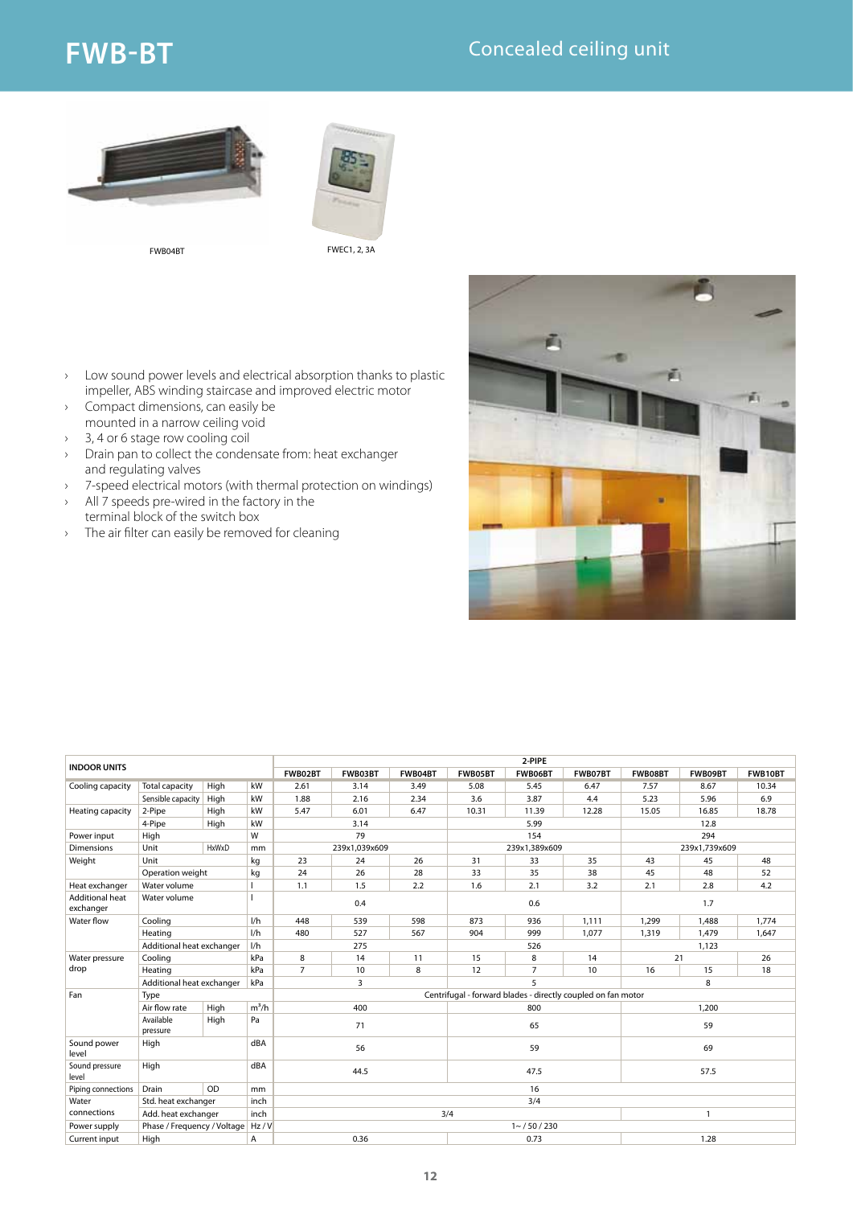# FWB-BT

## Concealed ceiling unit

FWB04BT

FWEC1, 2, 3A

- Low sound power levels and electrical absorption thanks to plastic impeller, ABS winding staircase and improved electric motor
- Compact dimensions, can easily be mounted in a narrow ceiling void
- 3, 4 or 6 stage row cooling coil
- Drain pan to collect the condensate from: heat exchanger and regulating valves
- 7-speed electrical motors (with thermal protection on windings)
- All 7 speeds pre-wired in the factory in the terminal block of the switch box
- The air filter can easily be removed for cleaning

| INDOOR UNITS | | | | 2-PIPE | | | | | | | | |
|---|---|---|---|---|---|---|---|---|---|---|---|---|
| | | | | FWB02BT | FWB03BT | FWB04BT | FWB05BT | FWB06BT | FWB07BT | FWB08BT | FWB09BT | FWB10BT |
| Cooling capacity | Total capacity | High | kW | 2.61 | 3.14 | 3.49 | 5.08 | 5.45 | 6.47 | 7.57 | 8.67 | 10.34 |
| | Sensible capacity | High | kW | 1.88 | 2.16 | 2.34 | 3.6 | 3.87 | 4.4 | 5.23 | 5.96 | 6.9 |
| Heating capacity | 2-Pipe | High | kW | 5.47 | 6.01 | 6.47 | 10.31 | 11.39 | 12.28 | 15.05 | 16.85 | 18.78 |
| | 4-Pipe | High | kW | 3.14 | | | 5.99 | | | 12.8 | | |
| Power input | High | | W | 79 | | | 154 | | | 294 | | |
| Dimensions | Unit | HxWxD | mm | 239x1,039x609 | | | 239x1,389x609 | | | 239x1,739x609 | | |
| Weight | Unit | | kg | 23 | 24 | 26 | 31 | 33 | 35 | 43 | 45 | 48 |
| | Operation weight | | kg | 24 | 26 | 28 | 33 | 35 | 38 | 45 | 48 | 52 |
| Heat exchanger | Water volume | | l | 1.1 | 1.5 | 2.2 | 1.6 | 2.1 | 3.2 | 2.1 | 2.8 | 4.2 |
| Additional heat exchanger | Water volume | | l | 0.4 | | | 0.6 | | | 1.7 | | |
| Water flow | Cooling | | l/h | 448 | 539 | 598 | 873 | 936 | 1,111 | 1,299 | 1,488 | 1,774 |
| | Heating | | l/h | 480 | 527 | 567 | 904 | 999 | 1,077 | 1,319 | 1,479 | 1,647 |
| | Additional heat exchanger | | l/h | 275 | | | 526 | | | 1,123 | | |
| Water pressure drop | Cooling | | kPa | 8 | 14 | 11 | 15 | 8 | 14 | 21 | | 26 |
| | Heating | | kPa | 7 | 10 | 8 | 12 | 7 | 10 | 16 | 15 | 18 |
| | Additional heat exchanger | | kPa | 3 | | | 5 | | | 8 | | |
| Fan | Type | | | Centrifugal - forward blades - directly coupled on fan motor | | | | | | | | |
| | Air flow rate | High | $m^3/h$ | 400 | | | 800 | | | 1,200 | | |
| | Available pressure | High | Pa | 71 | | | 65 | | | 59 | | |
| Sound power level | High | | dBA | 56 | | | 59 | | | 69 | | |
| Sound pressure level | High | | dBA | 44.5 | | | 47.5 | | | 57.5 | | |
| Piping connections | Drain | OD | mm | 16 | | | | | | | | |
| Water connections | Std. heat exchanger | | inch | 3/4 | | | | | | | | |
| | Add. heat exchanger | | inch | 3/4 | | | | | | 1 | | |
| Power supply | Phase / Frequency / Voltage | | Hz / V | 1~ / 50 / 230 | | | | | | | | |
| Current input | High | | A | 0.36 | | | 0.73 | | | 1.28 | | |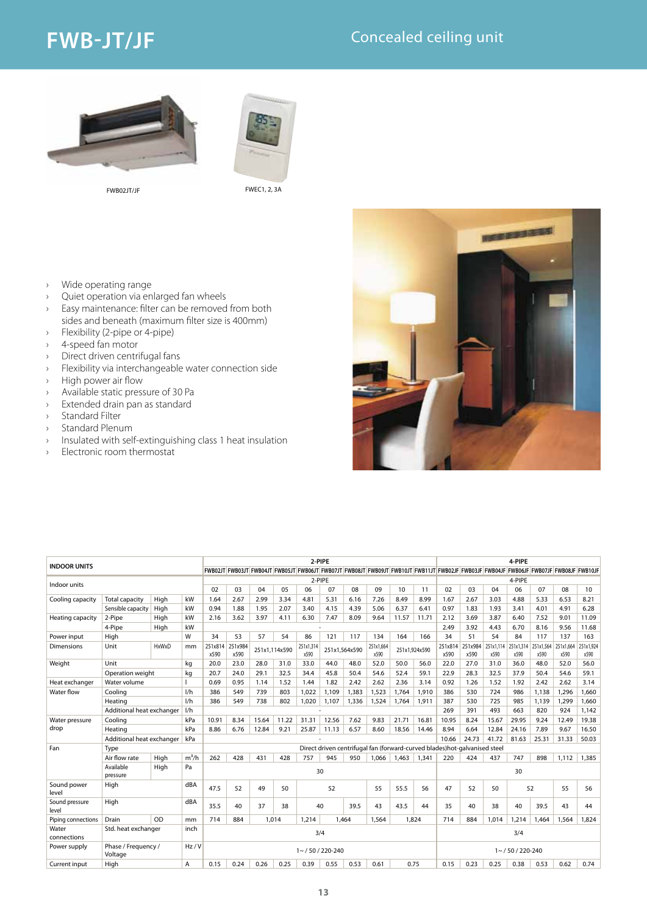# FWB-JT/JF

## Concealed ceiling unit

FWB02JT/JF

FWEC1, 2, 3A

- Wide operating range
- Quiet operation via enlarged fan wheels
- Easy maintenance: filter can be removed from both sides and beneath (maximum filter size is 400mm)
- Flexibility (2-pipe or 4-pipe)
- 4-speed fan motor
- Direct driven centrifugal fans
- Flexibility via interchangeable water connection side
- High power air flow
- Available static pressure of 30 Pa
- Extended drain pan as standard
- Standard Filter
- Standard Plenum
- Insulated with self-extinguishing class 1 heat insulation
- Electronic room thermostat

| INDOOR UNITS | | | | 2-PIPE | | | | | | | | | | 4-PIPE | | | | | | |
|---|---|---|---|---|---|---|---|---|---|---|---|---|---|---|---|---|---|---|---|---|
| | | | | FWB02JT | FWB03JT | FWB04JT | FWB05JT | FWB06JT | FWB07JT | FWB08JT | FWB09JT | FWB10JT | FWB11JT | FWB02JF | FWB03JF | FWB04JF | FWB06JF | FWB07JF | FWB08JF | FWB10JF |
| Indoor units | | | | 2-PIPE | | | | | | | | | | 4-PIPE | | | | | | |
| | | | | 02 | 03 | 04 | 05 | 06 | 07 | 08 | 09 | 10 | 11 | 02 | 03 | 04 | 06 | 07 | 08 | 10 |
| Cooling capacity | Total capacity | High | kW | 1.64 | 2.67 | 2.99 | 3.34 | 4.81 | 5.31 | 6.16 | 7.26 | 8.49 | 8.99 | 1.67 | 2.67 | 3.03 | 4.88 | 5.33 | 6.53 | 8.21 |
| | Sensible capacity | High | kW | 0.94 | 1.88 | 1.95 | 2.07 | 3.40 | 4.15 | 4.39 | 5.06 | 6.37 | 6.41 | 0.97 | 1.83 | 1.93 | 3.41 | 4.01 | 4.91 | 6.28 |
| Heating capacity | 2-Pipe | High | kW | 2.16 | 3.62 | 3.97 | 4.11 | 6.30 | 7.47 | 8.09 | 9.64 | 11.57 | 11.71 | 2.12 | 3.69 | 3.87 | 6.40 | 7.52 | 9.01 | 11.09 |
| | 4-Pipe | High | kW | - | | | | | | | | | | 2.49 | 3.92 | 4.43 | 6.70 | 8.16 | 9.56 | 11.68 |
| Power input | High | | W | 34 | 53 | 57 | 54 | 86 | 121 | 117 | 134 | 164 | 166 | 34 | 51 | 54 | 84 | 117 | 137 | 163 |
| Dimensions | Unit | HxWxD | mm | 251x814x590 | 251x984x590 | 251x1,114x590 | | 251x1,314x590 | 251x1,564x590 | | 251x1,664x590 | 251x1,924x590 | | 251x814x590 | 251x984x590 | 251x1,114x590 | 251x1,314x590 | 251x1,564x590 | 251x1,664x590 | 251x1,924x590 |
| Weight | Unit | | kg | 20.0 | 23.0 | 28.0 | 31.0 | 33.0 | 44.0 | 48.0 | 52.0 | 50.0 | 56.0 | 22.0 | 27.0 | 31.0 | 36.0 | 48.0 | 52.0 | 56.0 |
| | Operation weight | | kg | 20.7 | 24.0 | 29.1 | 32.5 | 34.4 | 45.8 | 50.4 | 54.6 | 52.4 | 59.1 | 22.9 | 28.3 | 32.5 | 37.9 | 50.4 | 54.6 | 59.1 |
| Heat exchanger | Water volume | | l | 0.69 | 0.95 | 1.14 | 1.52 | 1.44 | 1.82 | 2.42 | 2.62 | 2.36 | 3.14 | 0.92 | 1.26 | 1.52 | 1.92 | 2.42 | 2.62 | 3.14 |
| Water flow | Cooling | | l/h | 386 | 549 | 739 | 803 | 1,022 | 1,109 | 1,383 | 1,523 | 1,764 | 1,910 | 386 | 530 | 724 | 986 | 1,138 | 1,296 | 1,660 |
| | Heating | | l/h | 386 | 549 | 738 | 802 | 1,020 | 1,107 | 1,336 | 1,524 | 1,764 | 1,911 | 387 | 530 | 725 | 985 | 1,139 | 1,299 | 1,660 |
| | Additional heat exchanger | | l/h | - | | | | | | | | | | 269 | 391 | 493 | 663 | 820 | 924 | 1,142 |
| Water pressure drop | Cooling | | kPa | 10.91 | 8.34 | 15.64 | 11.22 | 31.31 | 12.56 | 7.62 | 9.83 | 21.71 | 16.81 | 10.95 | 8.24 | 15.67 | 29.95 | 9.24 | 12.49 | 19.38 |
| | Heating | | kPa | 8.86 | 6.76 | 12.84 | 9.21 | 25.87 | 11.13 | 6.57 | 8.60 | 18.56 | 14.46 | 8.94 | 6.64 | 12.84 | 24.16 | 7.89 | 9.67 | 16.50 |
| | Additional heat exchanger | | kPa | - | | | | | | | | | | 10.66 | 24.73 | 41.72 | 81.63 | 25.31 | 31.33 | 50.03 |
| Fan | Type | | | Direct driven centrifugal fan (forward-curved blades)hot-galvanised steel | | | | | | | | | | | | | | | | |
| | Air flow rate | High | m³/h | 262 | 428 | 431 | 428 | 757 | 945 | 950 | 1,066 | 1,463 | 1,341 | 220 | 424 | 437 | 747 | 898 | 1,112 | 1,385 |
| | Available pressure | High | Pa | 30 | | | | | | | | | | 30 | | | | | | |
| Sound power level | High | | dBA | 47.5 | 52 | 49 | 50 | 52 | | | 55 | 55.5 | 56 | 47 | 52 | 50 | 52 | | 55 | 56 |
| Sound pressure level | High | | dBA | 35.5 | 40 | 37 | 38 | 40 | | 39.5 | 43 | 43.5 | 44 | 35 | 40 | 38 | 40 | 39.5 | 43 | 44 |
| Piping connections | Drain | OD | mm | 714 | 884 | 1,014 | | 1,214 | 1,464 | | 1,564 | 1,824 | | 714 | 884 | 1,014 | 1,214 | 1,464 | 1,564 | 1,824 |
| Water connections | Std. heat exchanger | | inch | 3/4 | | | | | | | | | | 3/4 | | | | | | |
| Power supply | Phase / Frequency / Voltage | | Hz / V | 1~ / 50 / 220-240 | | | | | | | | | | 1~ / 50 / 220-240 | | | | | | |
| Current input | High | | A | 0.15 | 0.24 | 0.26 | 0.25 | 0.39 | 0.55 | 0.53 | 0.61 | 0.75 | | 0.15 | 0.23 | 0.25 | 0.38 | 0.53 | 0.62 | 0.74 |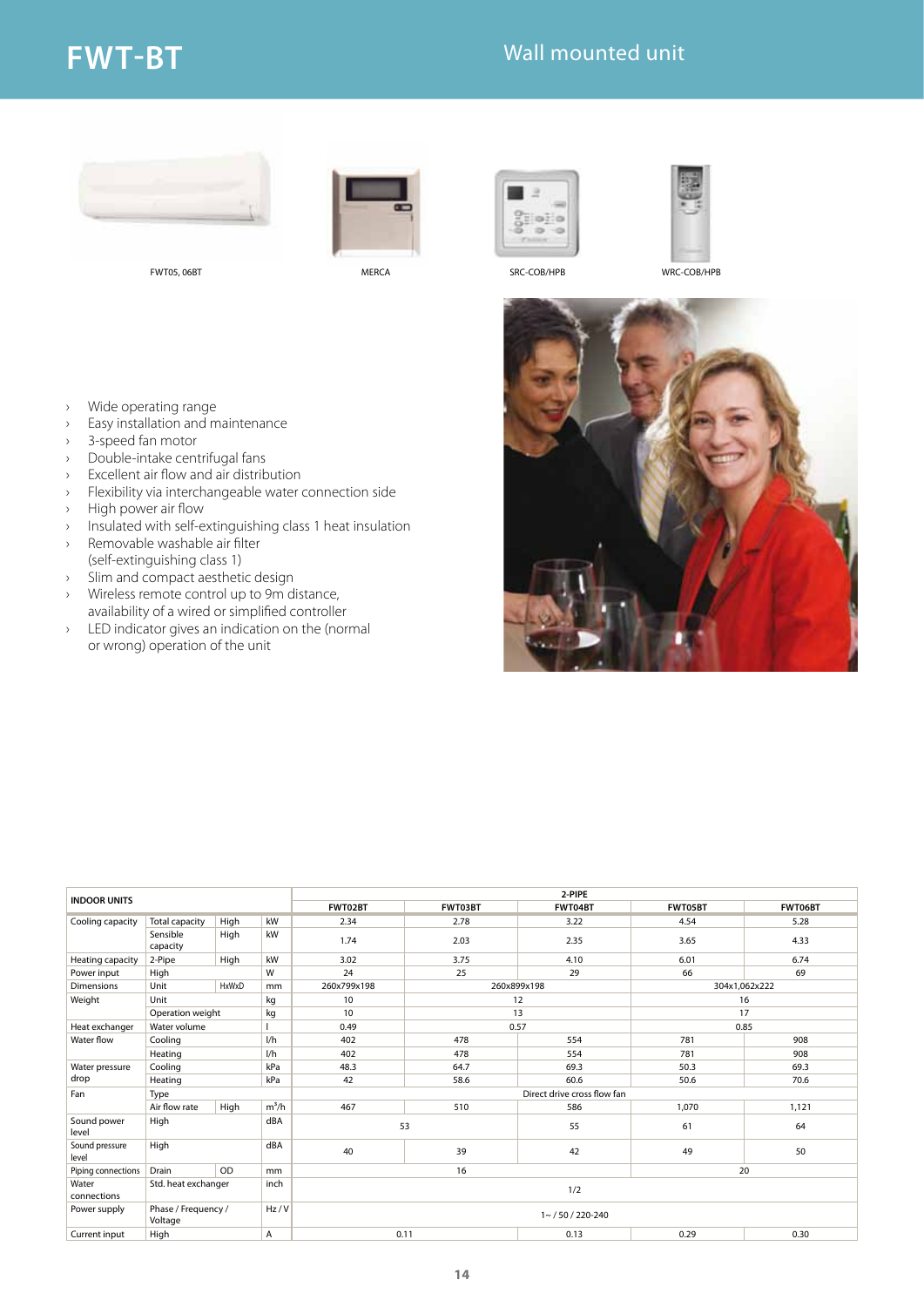# FWT-BT

## Wall mounted unit

FWT05, 06BT

MERCA

SRC-COB/HPB

WRC-COB/HPB

- Wide operating range
- Easy installation and maintenance
- 3-speed fan motor
- Double-intake centrifugal fans
- Excellent air flow and air distribution
- Flexibility via interchangeable water connection side
- High power air flow
- Insulated with self-extinguishing class 1 heat insulation
- Removable washable air filter (self-extinguishing class 1)
- Slim and compact aesthetic design
- Wireless remote control up to 9m distance, availability of a wired or simplified controller
- LED indicator gives an indication on the (normal or wrong) operation of the unit

| INDOOR UNITS | | | | 2-PIPE | | | | |
|---|---|---|---|---|---|---|---|---|
| | | | | FWT02BT | FWT03BT | FWT04BT | FWT05BT | FWT06BT |
| Cooling capacity | Total capacity | High | kW | 2.34 | 2.78 | 3.22 | 4.54 | 5.28 |
| | Sensible capacity | High | kW | 1.74 | 2.03 | 2.35 | 3.65 | 4.33 |
| Heating capacity | 2-Pipe | High | kW | 3.02 | 3.75 | 4.10 | 6.01 | 6.74 |
| Power input | High | | W | 24 | 25 | 29 | 66 | 69 |
| Dimensions | Unit | HxWxD | mm | 260x799x198 | 260x899x198 | | 304x1,062x222 | |
| Weight | Unit | | kg | 10 | 12 | | 16 | |
| | Operation weight | | kg | 10 | 13 | | 17 | |
| Heat exchanger | Water volume | | l | 0.49 | 0.57 | | 0.85 | |
| Water flow | Cooling | | l/h | 402 | 478 | 554 | 781 | 908 |
| | Heating | | l/h | 402 | 478 | 554 | 781 | 908 |
| Water pressure drop | Cooling | | kPa | 48.3 | 64.7 | 69.3 | 50.3 | 69.3 |
| | Heating | | kPa | 42 | 58.6 | 60.6 | 50.6 | 70.6 |
| Fan | Type | | | Direct drive cross flow fan | | | | |
| | Air flow rate | High | m³/h | 467 | 510 | 586 | 1,070 | 1,121 |
| Sound power level | High | | dBA | 53 | | 55 | 61 | 64 |
| Sound pressure level | High | | dBA | 40 | 39 | 42 | 49 | 50 |
| Piping connections | Drain | OD | mm | 16 | | | 20 | |
| Water connections | Std. heat exchanger | | inch | 1/2 | | | | |
| Power supply | Phase / Frequency / Voltage | | Hz / V | 1~ / 50 / 220-240 | | | | |
| Current input | High | | A | 0.11 | | 0.13 | 0.29 | 0.30 |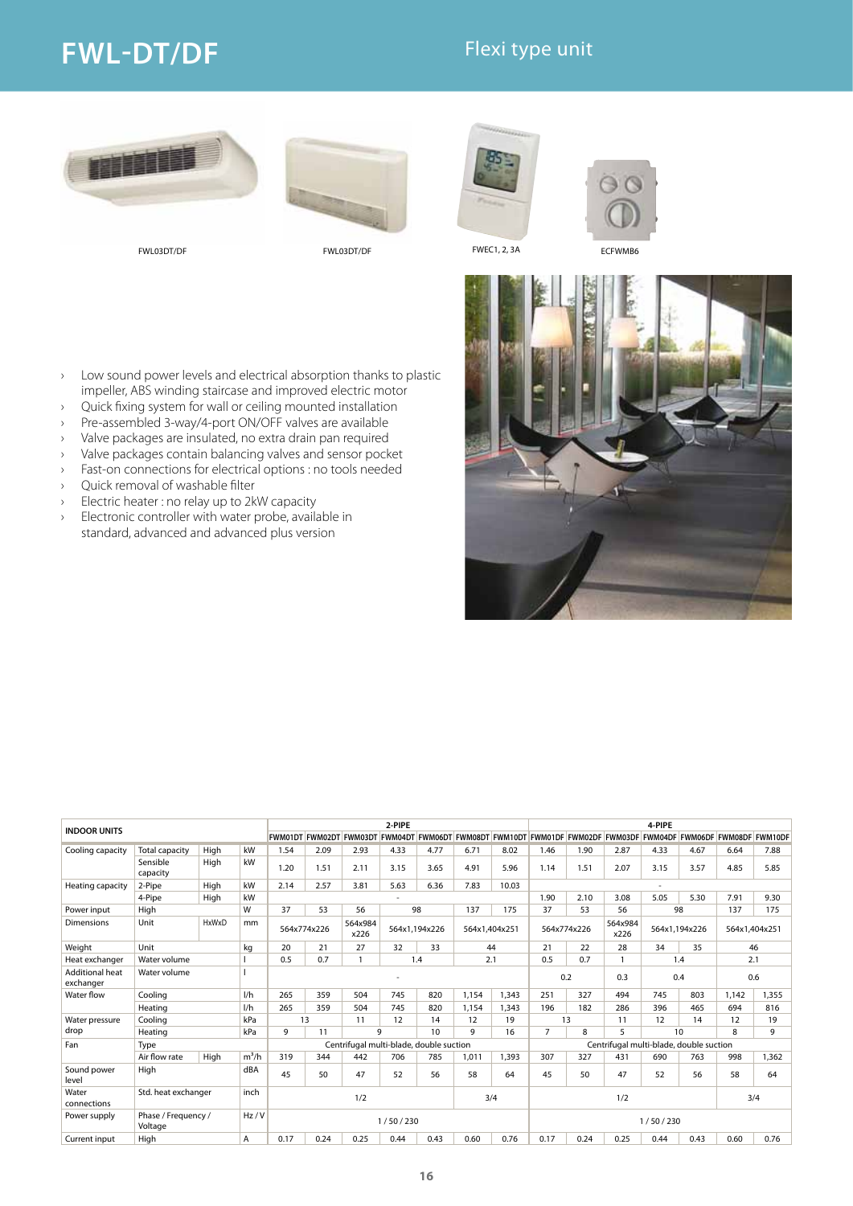# FWL-DT/DF

## Flexi type unit

FWL03DT/DF

FWL03DT/DF

FWEC1, 2, 3A

ECFWMB6

- Low sound power levels and electrical absorption thanks to plastic impeller, ABS winding staircase and improved electric motor
- Quick fixing system for wall or ceiling mounted installation
- Pre-assembled 3-way/4-port ON/OFF valves are available
- Valve packages are insulated, no extra drain pan required
- Valve packages contain balancing valves and sensor pocket
- Fast-on connections for electrical options : no tools needed
- Quick removal of washable filter
- Electric heater : no relay up to 2kW capacity
- Electronic controller with water probe, available in standard, advanced and advanced plus version

| INDOOR UNITS | | | | 2-PIPE | | | | | | | 4-PIPE | | | | | | |
|---|---|---|---|---|---|---|---|---|---|---|---|---|---|---|---|---|---|
| | | | | FWM01DT | FWM02DT | FWM03DT | FWM04DT | FWM06DT | FWM08DT | FWM10DT | FWM01DF | FWM02DF | FWM03DF | FWM04DF | FWM06DF | FWM08DF | FWM10DF |
| Cooling capacity | Total capacity | High | kW | 1.54 | 2.09 | 2.93 | 4.33 | 4.77 | 6.71 | 8.02 | 1.46 | 1.90 | 2.87 | 4.33 | 4.67 | 6.64 | 7.88 |
| | Sensible capacity | High | kW | 1.20 | 1.51 | 2.11 | 3.15 | 3.65 | 4.91 | 5.96 | 1.14 | 1.51 | 2.07 | 3.15 | 3.57 | 4.85 | 5.85 |
| Heating capacity | 2-Pipe | High | kW | 2.14 | 2.57 | 3.81 | 5.63 | 6.36 | 7.83 | 10.03 | - | | | | | | |
| | 4-Pipe | High | kW | - | | | | | | | 1.90 | 2.10 | 3.08 | 5.05 | 5.30 | 7.91 | 9.30 |
| Power input | High | | W | 37 | 53 | 56 | 98 | | 137 | 175 | 37 | 53 | 56 | 98 | | 137 | 175 |
| Dimensions | Unit | HxWxD | mm | 564x774x226 | | 564x984 x226 | 564x1,194x226 | | 564x1,404x251 | | 564x774x226 | | 564x984 x226 | 564x1,194x226 | | 564x1,404x251 | |
| Weight | Unit | | kg | 20 | 21 | 27 | 32 | 33 | 44 | | 21 | 22 | 28 | 34 | 35 | 46 | |
| Heat exchanger | Water volume | | l | 0.5 | 0.7 | 1 | 1.4 | | 2.1 | | 0.5 | 0.7 | 1 | 1.4 | | 2.1 | |
| Additional heat exchanger | Water volume | | l | - | | | | | | | 0.2 | | 0.3 | 0.4 | | 0.6 | |
| Water flow | Cooling | | l/h | 265 | 359 | 504 | 745 | 820 | 1,154 | 1,343 | 251 | 327 | 494 | 745 | 803 | 1,142 | 1,355 |
| | Heating | | l/h | 265 | 359 | 504 | 745 | 820 | 1,154 | 1,343 | 196 | 182 | 286 | 396 | 465 | 694 | 816 |
| Water pressure drop | Cooling | | kPa | 13 | | 11 | 12 | 14 | 12 | 19 | 13 | | 11 | 12 | 14 | 12 | 19 |
| | Heating | | kPa | 9 | 11 | 9 | | 10 | 9 | 16 | 7 | 8 | 5 | 10 | | 8 | 9 |
| Fan | Type | | | Centrifugal multi-blade, double suction | | | | | | | Centrifugal multi-blade, double suction | | | | | | |
| | Air flow rate | High | $m^3/h$ | 319 | 344 | 442 | 706 | 785 | 1,011 | 1,393 | 307 | 327 | 431 | 690 | 763 | 998 | 1,362 |
| Sound power level | High | | dBA | 45 | 50 | 47 | 52 | 56 | 58 | 64 | 45 | 50 | 47 | 52 | 56 | 58 | 64 |
| Water connections | Std. heat exchanger | | inch | 1/2 | | | | | 3/4 | | 1/2 | | | | | 3/4 | |
| Power supply | Phase / Frequency / Voltage | | Hz / V | 1 / 50 / 230 | | | | | | | 1 / 50 / 230 | | | | | | |
| Current input | High | | A | 0.17 | 0.24 | 0.25 | 0.44 | 0.43 | 0.60 | 0.76 | 0.17 | 0.24 | 0.25 | 0.44 | 0.43 | 0.60 | 0.76 |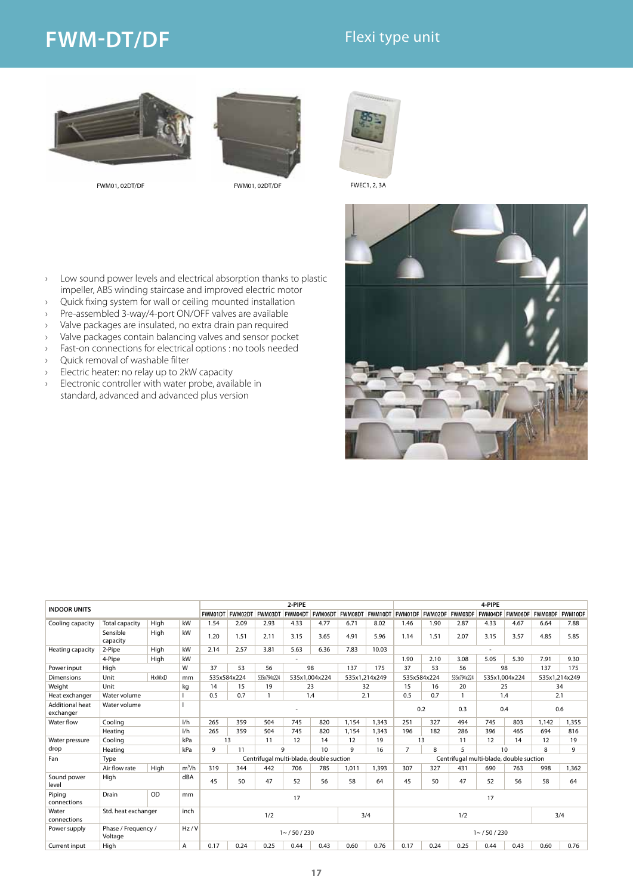# FWM-DT/DF

## Flexi type unit

FWM01, 02DT/DF

FWM01, 02DT/DF

FWEC1, 2, 3A

- Low sound power levels and electrical absorption thanks to plastic impeller, ABS winding staircase and improved electric motor
- Quick fixing system for wall or ceiling mounted installation
- Pre-assembled 3-way/4-port ON/OFF valves are available
- Valve packages are insulated, no extra drain pan required
- Valve packages contain balancing valves and sensor pocket
- Fast-on connections for electrical options : no tools needed
- Quick removal of washable filter
- Electric heater: no relay up to 2kW capacity
- Electronic controller with water probe, available in standard, advanced and advanced plus version

| INDOOR UNITS | | | | 2-PIPE | | | | | | | 4-PIPE | | | | | | |
|---|---|---|---|---|---|---|---|---|---|---|---|---|---|---|---|---|---|
| | | | | FWM01DT | FWM02DT | FWM03DT | FWM04DT | FWM06DT | FWM08DT | FWM10DT | FWM01DF | FWM02DF | FWM03DF | FWM04DF | FWM06DF | FWM08DF | FWM10DF |
| Cooling capacity | Total capacity | High | kW | 1.54 | 2.09 | 2.93 | 4.33 | 4.77 | 6.71 | 8.02 | 1.46 | 1.90 | 2.87 | 4.33 | 4.67 | 6.64 | 7.88 |
| | Sensible capacity | High | kW | 1.20 | 1.51 | 2.11 | 3.15 | 3.65 | 4.91 | 5.96 | 1.14 | 1.51 | 2.07 | 3.15 | 3.57 | 4.85 | 5.85 |
| Heating capacity | 2-Pipe | High | kW | 2.14 | 2.57 | 3.81 | 5.63 | 6.36 | 7.83 | 10.03 | - | | | | | | |
| | 4-Pipe | High | kW | - | | | | | | | 1.90 | 2.10 | 3.08 | 5.05 | 5.30 | 7.91 | 9.30 |
| Power input | High | | W | 37 | 53 | 56 | 98 | | 137 | 175 | 37 | 53 | 56 | 98 | | 137 | 175 |
| Dimensions | Unit | HxWxD | mm | 535x584x224 | | 535x794x224 | 535x1,004x224 | | 535x1,214x249 | | 535x584x224 | | 535x794x224 | 535x1,004x224 | | 535x1,214x249 | |
| Weight | Unit | | kg | 14 | 15 | 19 | 23 | | 32 | | 15 | 16 | 20 | 25 | | 34 | |
| Heat exchanger | Water volume | | l | 0.5 | 0.7 | 1 | 1.4 | | 2.1 | | 0.5 | 0.7 | 1 | 1.4 | | 2.1 | |
| Additional heat exchanger | Water volume | | l | - | | | | | | | 0.2 | | 0.3 | 0.4 | | 0.6 | |
| Water flow | Cooling | | l/h | 265 | 359 | 504 | 745 | 820 | 1,154 | 1,343 | 251 | 327 | 494 | 745 | 803 | 1,142 | 1,355 |
| | Heating | | l/h | 265 | 359 | 504 | 745 | 820 | 1,154 | 1,343 | 196 | 182 | 286 | 396 | 465 | 694 | 816 |
| Water pressure drop | Cooling | | kPa | 13 | | 11 | 12 | 14 | 12 | 19 | 13 | | 11 | 12 | 14 | 12 | 19 |
| | Heating | | kPa | 9 | 11 | 9 | | 10 | 9 | 16 | 7 | 8 | 5 | 10 | | 8 | 9 |
| Fan | Type | | | Centrifugal multi-blade, double suction | | | | | | | Centrifugal multi-blade, double suction | | | | | | |
| | Air flow rate | High | m³/h | 319 | 344 | 442 | 706 | 785 | 1,011 | 1,393 | 307 | 327 | 431 | 690 | 763 | 998 | 1,362 |
| Sound power level | High | | dBA | 45 | 50 | 47 | 52 | 56 | 58 | 64 | 45 | 50 | 47 | 52 | 56 | 58 | 64 |
| Piping connections | Drain | OD | mm | 17 | | | | | | | 17 | | | | | | |
| Water connections | Std. heat exchanger | | inch | 1/2 | | | | | 3/4 | | 1/2 | | | | | 3/4 | |
| Power supply | Phase / Frequency / Voltage | | Hz / V | 1~ / 50 / 230 | | | | | | | 1~ / 50 / 230 | | | | | | |
| Current input | High | | A | 0.17 | 0.24 | 0.25 | 0.44 | 0.43 | 0.60 | 0.76 | 0.17 | 0.24 | 0.25 | 0.44 | 0.43 | 0.60 | 0.76 |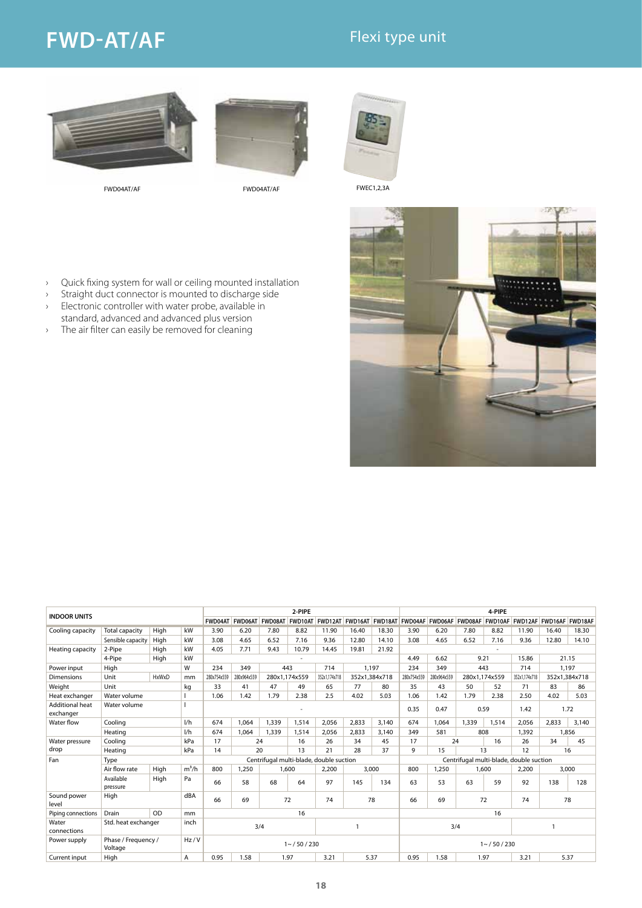# FWD-AT/AF

## Flexi type unit

FWD04AT/AF

FWD04AT/AF

FWEC1,2,3A

- Quick fixing system for wall or ceiling mounted installation
- Straight duct connector is mounted to discharge side
- Electronic controller with water probe, available in standard, advanced and advanced plus version
- The air filter can easily be removed for cleaning

| INDOOR UNITS | | | | 2-PIPE | | | | | | | 4-PIPE | | | | | | |
|---|---|---|---|---|---|---|---|---|---|---|---|---|---|---|---|---|---|
| | | | | FWD04AT | FWD06AT | FWD08AT | FWD10AT | FWD12AT | FWD16AT | FWD18AT | FWD04AF | FWD06AF | FWD08AF | FWD10AF | FWD12AF | FWD16AF | FWD18AF |
| Cooling capacity | Total capacity | High | kW | 3.90 | 6.20 | 7.80 | 8.82 | 11.90 | 16.40 | 18.30 | 3.90 | 6.20 | 7.80 | 8.82 | 11.90 | 16.40 | 18.30 |
| | Sensible capacity | High | kW | 3.08 | 4.65 | 6.52 | 7.16 | 9.36 | 12.80 | 14.10 | 3.08 | 4.65 | 6.52 | 7.16 | 9.36 | 12.80 | 14.10 |
| Heating capacity | 2-Pipe | High | kW | 4.05 | 7.71 | 9.43 | 10.79 | 14.45 | 19.81 | 21.92 | - | | | | | | |
| | 4-Pipe | High | kW | - | | | | | | | 4.49 | 6.62 | 9.21 | | 15.86 | 21.15 | |
| Power input | High | | W | 234 | 349 | 443 | | 714 | 1,197 | | 234 | 349 | 443 | | 714 | 1,197 | |
| Dimensions | Unit | HxWxD | mm | 280x754x559 | 280x964x559 | 280x1,174x559 | | 352x1,174x718 | 352x1,384x718 | | 280x754x559 | 280x964x559 | 280x1,174x559 | | 352x1,174x718 | 352x1,384x718 | |
| Weight | Unit | | kg | 33 | 41 | 47 | 49 | 65 | 77 | 80 | 35 | 43 | 50 | 52 | 71 | 83 | 86 |
| Heat exchanger | Water volume | | l | 1.06 | 1.42 | 1.79 | 2.38 | 2.5 | 4.02 | 5.03 | 1.06 | 1.42 | 1.79 | 2.38 | 2.50 | 4.02 | 5.03 |
| Additional heat exchanger | Water volume | | l | - | | | | | | | 0.35 | 0.47 | 0.59 | | 1.42 | 1.72 | |
| Water flow | Cooling | | l/h | 674 | 1,064 | 1,339 | 1,514 | 2,056 | 2,833 | 3,140 | 674 | 1,064 | 1,339 | 1,514 | 2,056 | 2,833 | 3,140 |
| | Heating | | l/h | 674 | 1,064 | 1,339 | 1,514 | 2,056 | 2,833 | 3,140 | 349 | 581 | 808 | | 1,392 | 1,856 | |
| Water pressure drop | Cooling | | kPa | 17 | 24 | | 16 | 26 | 34 | 45 | 17 | 24 | | 16 | 26 | 34 | 45 |
| | Heating | | kPa | 14 | 20 | | 13 | 21 | 28 | 37 | 9 | 15 | 13 | | 12 | 16 | |
| Fan | Type | | | Centrifugal multi-blade, double suction | | | | | | | Centrifugal multi-blade, double suction | | | | | | |
| | Air flow rate | High | $m^3/h$ | 800 | 1,250 | 1,600 | | 2,200 | 3,000 | | 800 | 1,250 | 1,600 | | 2,200 | 3,000 | |
| | Available pressure | High | Pa | 66 | 58 | 68 | 64 | 97 | 145 | 134 | 63 | 53 | 63 | 59 | 92 | 138 | 128 |
| Sound power level | High | | dBA | 66 | 69 | 72 | | 74 | 78 | | 66 | 69 | 72 | | 74 | 78 | |
| Piping connections | Drain | OD | mm | 16 | | | | | | | 16 | | | | | | |
| Water connections | Std. heat exchanger | | inch | 3/4 | | | | 1 | | | 3/4 | | | | 1 | | |
| Power supply | Phase / Frequency / Voltage | | Hz / V | 1~ / 50 / 230 | | | | | | | 1~ / 50 / 230 | | | | | | |
| Current input | High | | A | 0.95 | 1.58 | 1.97 | | 3.21 | 5.37 | | 0.95 | 1.58 | 1.97 | | 3.21 | 5.37 | |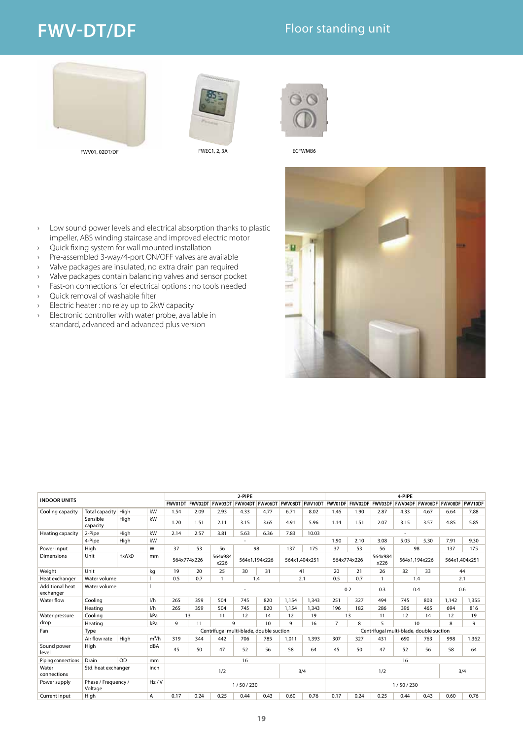# FWV-DT/DF

## Floor standing unit

FWV01, 02DT/DF

FWEC1, 2, 3A

ECFWMB6

- Low sound power levels and electrical absorption thanks to plastic impeller, ABS winding staircase and improved electric motor
- Quick fixing system for wall mounted installation
- Pre-assembled 3-way/4-port ON/OFF valves are available
- Valve packages are insulated, no extra drain pan required
- Valve packages contain balancing valves and sensor pocket
- Fast-on connections for electrical options : no tools needed
- Quick removal of washable filter
- Electric heater : no relay up to 2kW capacity
- Electronic controller with water probe, available in standard, advanced and advanced plus version

| INDOOR UNITS | | | | 2-PIPE | | | | | | | 4-PIPE | | | | | | |
|---|---|---|---|---|---|---|---|---|---|---|---|---|---|---|---|---|---|
| | | | | FWV01DT | FWV02DT | FWV03DT | FWV04DT | FWV06DT | FWV08DT | FWV10DT | FWV01DF | FWV02DF | FWV03DF | FWV04DF | FWV06DF | FWV08DF | FWV10DF |
| Cooling capacity | Total capacity | High | kW | 1.54 | 2.09 | 2.93 | 4.33 | 4.77 | 6.71 | 8.02 | 1.46 | 1.90 | 2.87 | 4.33 | 4.67 | 6.64 | 7.88 |
| | Sensible capacity | High | kW | 1.20 | 1.51 | 2.11 | 3.15 | 3.65 | 4.91 | 5.96 | 1.14 | 1.51 | 2.07 | 3.15 | 3.57 | 4.85 | 5.85 |
| Heating capacity | 2-Pipe | High | kW | 2.14 | 2.57 | 3.81 | 5.63 | 6.36 | 7.83 | 10.03 | - | | | | | | |
| | 4-Pipe | High | kW | - | | | | | | | 1.90 | 2.10 | 3.08 | 5.05 | 5.30 | 7.91 | 9.30 |
| Power input | High | | W | 37 | 53 | 56 | 98 | | 137 | 175 | 37 | 53 | 56 | 98 | | 137 | 175 |
| Dimensions | Unit | HxWxD | mm | 564x774x226 | | 564x984x226 | 564x1,194x226 | | 564x1,404x251 | | 564x774x226 | | 564x984x226 | 564x1,194x226 | | 564x1,404x251 | |
| Weight | Unit | | kg | 19 | 20 | 25 | 30 | 31 | 41 | | 20 | 21 | 26 | 32 | 33 | 44 | |
| Heat exchanger | Water volume | | l | 0.5 | 0.7 | 1 | 1.4 | | 2.1 | | 0.5 | 0.7 | 1 | 1.4 | | 2.1 | |
| Additional heat exchanger | Water volume | | l | - | | | | | | | 0.2 | | 0.3 | 0.4 | | 0.6 | |
| Water flow | Cooling | | l/h | 265 | 359 | 504 | 745 | 820 | 1,154 | 1,343 | 251 | 327 | 494 | 745 | 803 | 1,142 | 1,355 |
| | Heating | | l/h | 265 | 359 | 504 | 745 | 820 | 1,154 | 1,343 | 196 | 182 | 286 | 396 | 465 | 694 | 816 |
| Water pressure drop | Cooling | | kPa | 13 | | 11 | 12 | 14 | 12 | 19 | 13 | | 11 | 12 | 14 | 12 | 19 |
| | Heating | | kPa | 9 | 11 | 9 | | 10 | 9 | 16 | 7 | 8 | 5 | 10 | | 8 | 9 |
| Fan | Type | | | Centrifugal multi-blade, double suction | | | | | | | Centrifugal multi-blade, double suction | | | | | | |
| | Air flow rate | High | m³/h | 319 | 344 | 442 | 706 | 785 | 1,011 | 1,393 | 307 | 327 | 431 | 690 | 763 | 998 | 1,362 |
| Sound power level | High | | dBA | 45 | 50 | 47 | 52 | 56 | 58 | 64 | 45 | 50 | 47 | 52 | 56 | 58 | 64 |
| Piping connections | Drain | OD | mm | 16 | | | | | | | 16 | | | | | | |
| Water connections | Std. heat exchanger | | inch | 1/2 | | | | | 3/4 | | 1/2 | | | | | 3/4 | |
| Power supply | Phase / Frequency / Voltage | | Hz / V | 1 / 50 / 230 | | | | | | | 1 / 50 / 230 | | | | | | |
| Current input | High | | A | 0.17 | 0.24 | 0.25 | 0.44 | 0.43 | 0.60 | 0.76 | 0.17 | 0.24 | 0.25 | 0.44 | 0.43 | 0.60 | 0.76 |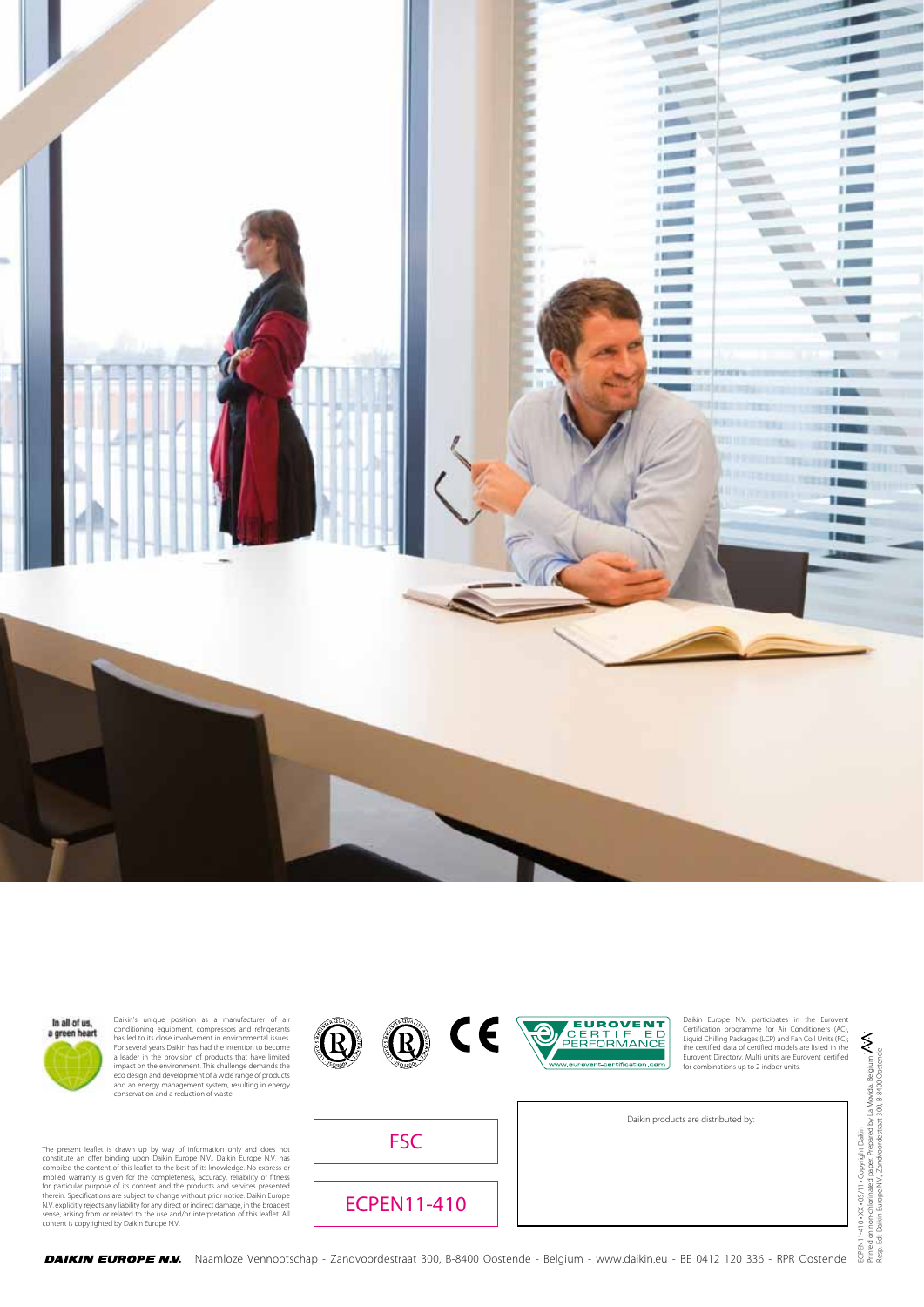In all of us, a green heart

Daikin's unique position as a manufacturer of air conditioning equipment, compressors and refrigerants has led to its close involvement in environmental issues. For several years Daikin has had the intention to become a leader in the provision of products that have limited impact on the environment. This challenge demands the eco design and development of a wide range of products and an energy management system, resulting in energy conservation and a reduction of waste.

Daikin Europe N.V. participates in the Eurovent Certification programme for Air Conditioners (AC), Liquid Chilling Packages (LCP) and Fan Coil Units (FC); the certified data of certified models are listed in the Eurovent Directory. Multi units are Eurovent certified for combinations up to 2 indoor units.

EUROVENT CERTIFIED PERFORMANCE
www.eurovent-certification.com

The present leaflet is drawn up by way of information only and does not constitute an offer binding upon Daikin Europe N.V.. Daikin Europe N.V. has compiled the content of this leaflet to the best of its knowledge. No express or implied warranty is given for the completeness, accuracy, reliability or fitness for particular purpose of its content and the products and services presented therein. Specifications are subject to change without prior notice. Daikin Europe N.V. explicitly rejects any liability for any direct or indirect damage, in the broadest sense, arising from or related to the use and/or interpretation of this leaflet. All content is copyrighted by Daikin Europe N.V.

FSC

ECPEN11-410

Daikin products are distributed by:

ECPEN11-410 • XX • 05/11 • Copyright Daikin
Printed on non-chlorinated paper. Prepared by La Movida, Belgium
Resp. Ed.: Daikin Europe N.V., Zandvoordestraat 300, B-8400 Oostende

**DAIKIN EUROPE N.V.** Naamloze Vennootschap - Zandvoordestraat 300, B-8400 Oostende - Belgium - www.daikin.eu - BE 0412 120 336 - RPR Oostende